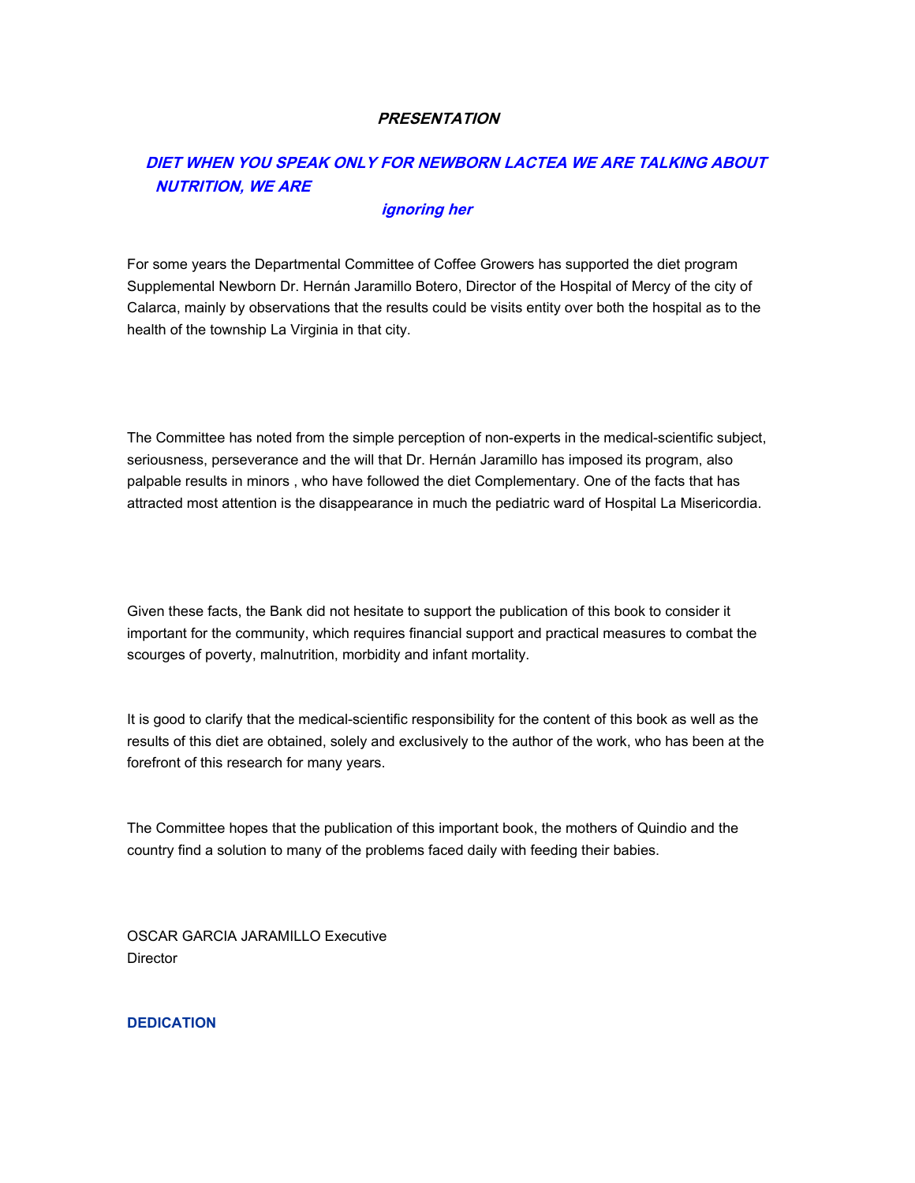## *PRESENTATION*

### *DIET WHEN YOU SPEAK ONLY FOR NEWBORN LACTEA WE ARE TALKING ABOUT NUTRITION, WE ARE ignoring her*

For some years the Departmental Committee of Coffee Growers has supported the diet program Supplemental Newborn Dr. Hernán Jaramillo Botero, Director of the Hospital of Mercy of the city of Calarca, mainly by observations that the results could be visits entity over both the hospital as to the health of the township La Virginia in that city.

The Committee has noted from the simple perception of non-experts in the medical-scientific subject, seriousness, perseverance and the will that Dr. Hernán Jaramillo has imposed its program, also palpable results in minors , who have followed the diet Complementary. One of the facts that has attracted most attention is the disappearance in much the pediatric ward of Hospital La Misericordia.

Given these facts, the Bank did not hesitate to support the publication of this book to consider it important for the community, which requires financial support and practical measures to combat the scourges of poverty, malnutrition, morbidity and infant mortality.

It is good to clarify that the medical-scientific responsibility for the content of this book as well as the results of this diet are obtained, solely and exclusively to the author of the work, who has been at the forefront of this research for many years.

The Committee hopes that the publication of this important book, the mothers of Quindio and the country find a solution to many of the problems faced daily with feeding their babies.

OSCAR GARCIA JARAMILLO Executive Director

**DEDICATION**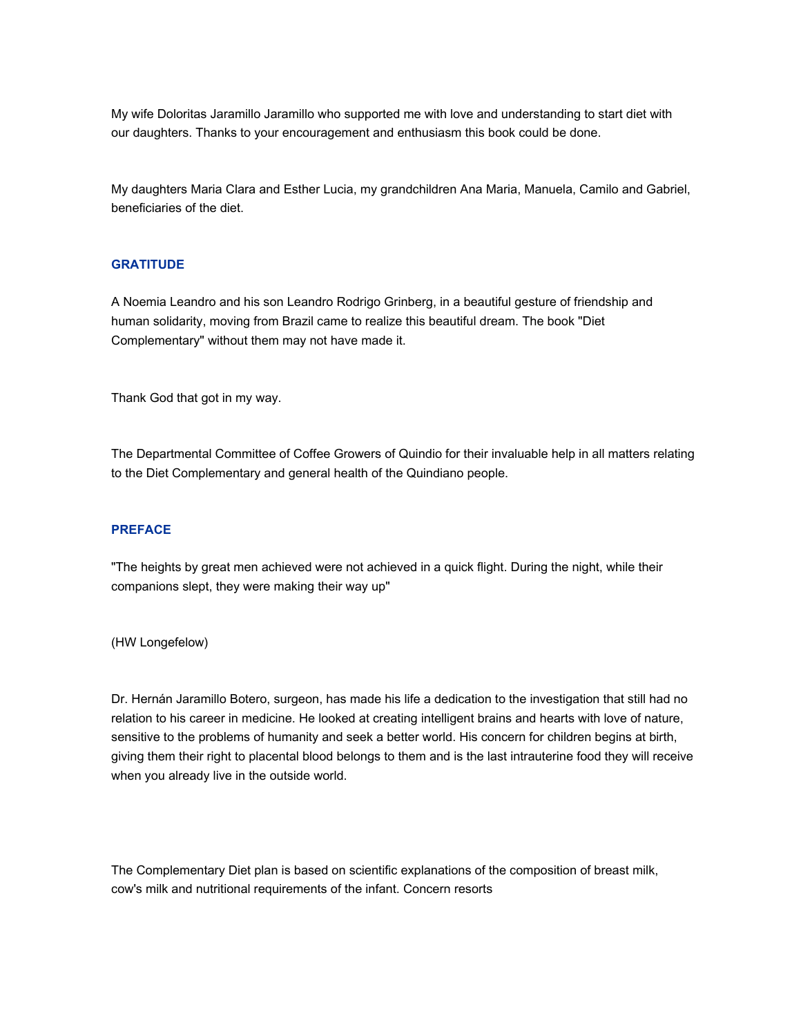My wife Doloritas Jaramillo Jaramillo who supported me with love and understanding to start diet with our daughters. Thanks to your encouragement and enthusiasm this book could be done.

My daughters Maria Clara and Esther Lucia, my grandchildren Ana Maria, Manuela, Camilo and Gabriel, beneficiaries of the diet.

### GRATITUDE

A Noemia Leandro and his son Leandro Rodrigo Grinberg, in a beautiful gesture of friendship and human solidarity, moving from Brazil came to realize this beautiful dream. The book "Diet Complementary" without them may not have made it.

Thank God that got in my way.

The Departmental Committee of Coffee Growers of Quindio for their invaluable help in all matters relating to the Diet Complementary and general health of the Quindiano people.

### PREFACE

"The heights by great men achieved were not achieved in a quick flight. During the night, while their companions slept, they were making their way up"

(HW Longefelow)

Dr. Hernán Jaramillo Botero, surgeon, has made his life a dedication to the investigation that still had no relation to his career in medicine. He looked at creating intelligent brains and hearts with love of nature, sensitive to the problems of humanity and seek a better world. His concern for children begins at birth, giving them their right to placental blood belongs to them and is the last intrauterine food they will receive when you already live in the outside world.

The Complementary Diet plan is based on scientific explanations of the composition of breast milk, cow's milk and nutritional requirements of the infant. Concern resorts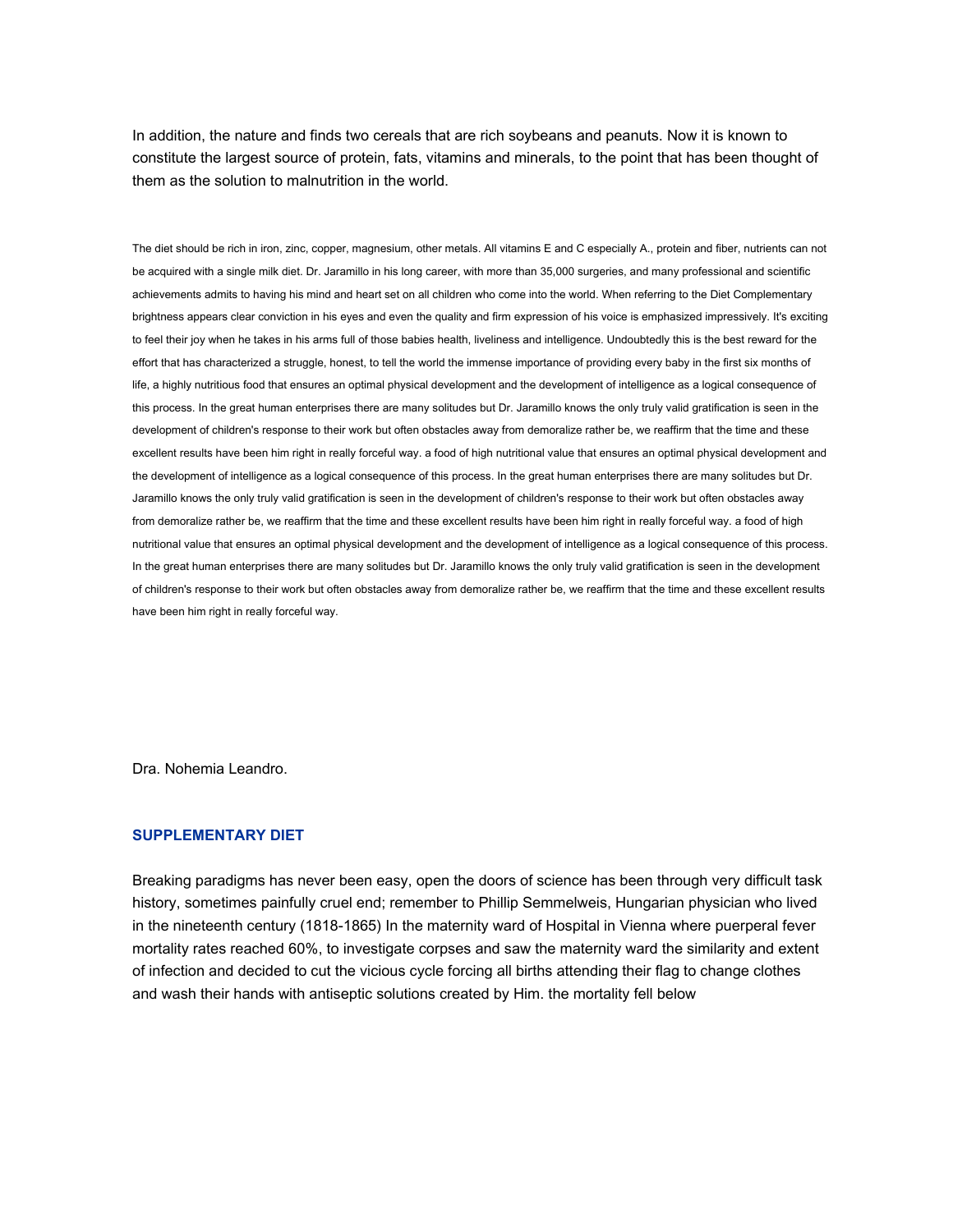In addition, the nature and finds two cereals that are rich soybeans and peanuts. Now it is known to constitute the largest source of protein, fats, vitamins and minerals, to the point that has been thought of them as the solution to malnutrition in the world.

The diet should be rich in iron, zinc, copper, magnesium, other metals. All vitamins E and C especially A., protein and fiber, nutrients can not be acquired with a single milk diet. Dr. Jaramillo in his long career, with more than 35,000 surgeries, and many professional and scientific achievements admits to having his mind and heart set on all children who come into the world. When referring to the Diet Complementary brightness appears clear conviction in his eyes and even the quality and firm expression of his voice is emphasized impressively. It's exciting to feel their joy when he takes in his arms full of those babies health, liveliness and intelligence. Undoubtedly this is the best reward for the effort that has characterized a struggle, honest, to tell the world the immense importance of providing every baby in the first six months of life, a highly nutritious food that ensures an optimal physical development and the development of intelligence as a logical consequence of this process. In the great human enterprises there are many solitudes but Dr. Jaramillo knows the only truly valid gratification is seen in the development of children's response to their work but often obstacles away from demoralize rather be, we reaffirm that the time and these excellent results have been him right in really forceful way. a food of high nutritional value that ensures an optimal physical development and the development of intelligence as a logical consequence of this process. In the great human enterprises there are many solitudes but Dr. Jaramillo knows the only truly valid gratification is seen in the development of children's response to their work but often obstacles away from demoralize rather be, we reaffirm that the time and these excellent results have been him right in really forceful way. a food of high nutritional value that ensures an optimal physical development and the development of intelligence as a logical consequence of this process. In the great human enterprises there are many solitudes but Dr. Jaramillo knows the only truly valid gratification is seen in the development of children's response to their work but often obstacles away from demoralize rather be, we reaffirm that the time and these excellent results have been him right in really forceful way.

Dra. Nohemia Leandro.

## SUPPLEMENTARY DIET

Breaking paradigms has never been easy, open the doors of science has been through very difficult task history, sometimes painfully cruel end; remember to Phillip Semmelweis, Hungarian physician who lived in the nineteenth century (1818-1865) In the maternity ward of Hospital in Vienna where puerperal fever mortality rates reached 60%, to investigate corpses and saw the maternity ward the similarity and extent of infection and decided to cut the vicious cycle forcing all births attending their flag to change clothes and wash their hands with antiseptic solutions created by Him. the mortality fell below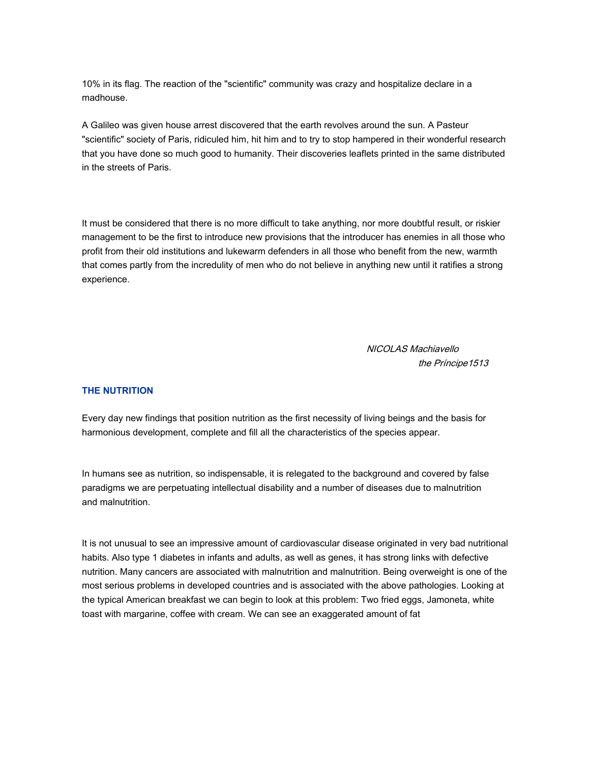10% in its flag. The reaction of the "scientific" community was crazy and hospitalize declare in a madhouse.

A Galileo was given house arrest discovered that the earth revolves around the sun. A Pasteur "scientific" society of Paris, ridiculed him, hit him and to try to stop hampered in their wonderful research that you have done so much good to humanity. Their discoveries leaflets printed in the same distributed in the streets of Paris.

It must be considered that there is no more difficult to take anything, nor more doubtful result, or riskier management to be the first to introduce new provisions that the introducer has enemies in all those who profit from their old institutions and lukewarm defenders in all those who benefit from the new, warmth that comes partly from the incredulity of men who do not believe in anything new until it ratifies a strong experience.

*NICOLAS Machiavello*
*the Príncipe1513*

## THE NUTRITION

Every day new findings that position nutrition as the first necessity of living beings and the basis for harmonious development, complete and fill all the characteristics of the species appear.

In humans see as nutrition, so indispensable, it is relegated to the background and covered by false paradigms we are perpetuating intellectual disability and a number of diseases due to malnutrition and malnutrition.

It is not unusual to see an impressive amount of cardiovascular disease originated in very bad nutritional habits. Also type 1 diabetes in infants and adults, as well as genes, it has strong links with defective nutrition. Many cancers are associated with malnutrition and malnutrition. Being overweight is one of the most serious problems in developed countries and is associated with the above pathologies. Looking at the typical American breakfast we can begin to look at this problem: Two fried eggs, Jamoneta, white toast with margarine, coffee with cream. We can see an exaggerated amount of fat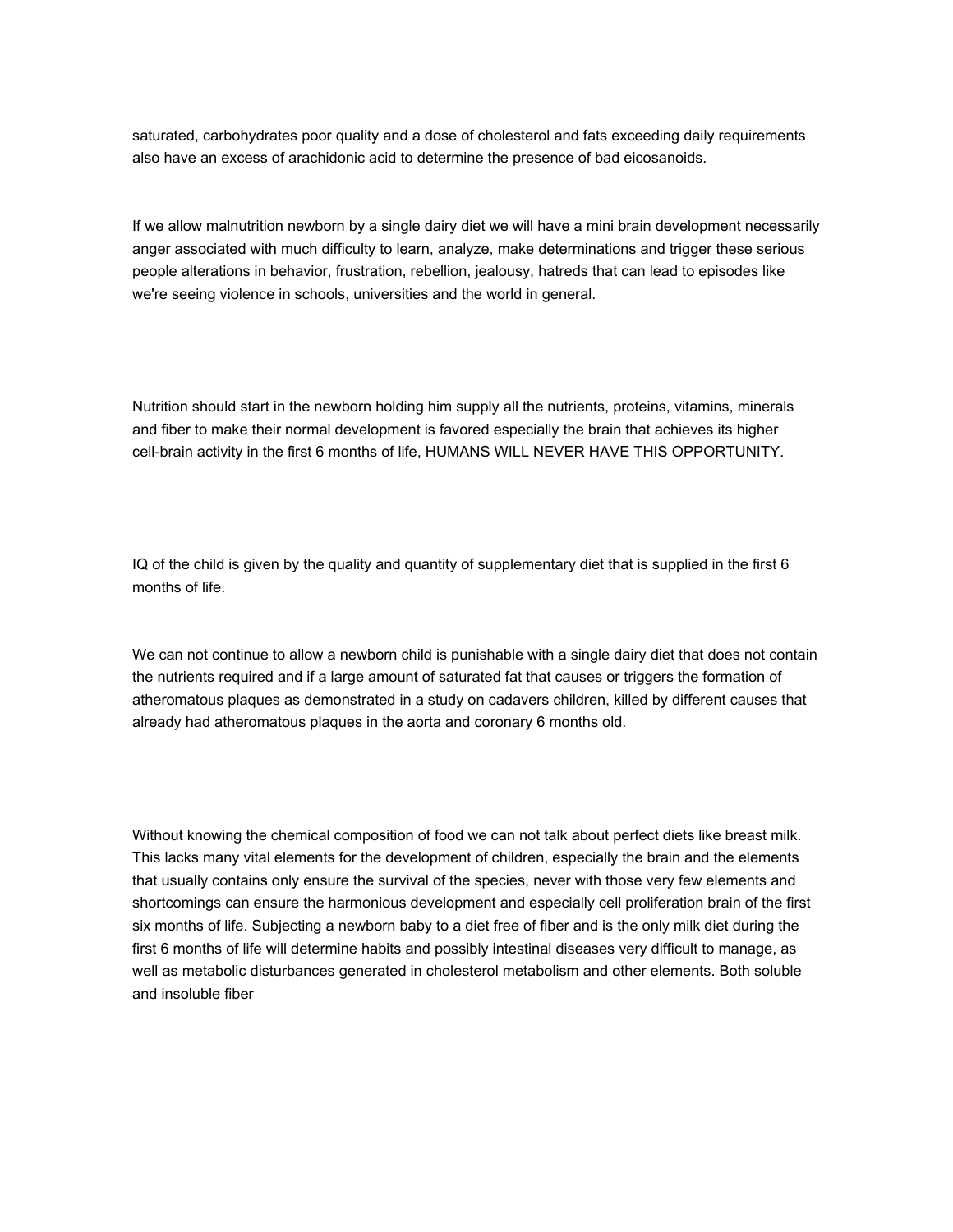saturated, carbohydrates poor quality and a dose of cholesterol and fats exceeding daily requirements also have an excess of arachidonic acid to determine the presence of bad eicosanoids.

If we allow malnutrition newborn by a single dairy diet we will have a mini brain development necessarily anger associated with much difficulty to learn, analyze, make determinations and trigger these serious people alterations in behavior, frustration, rebellion, jealousy, hatreds that can lead to episodes like we're seeing violence in schools, universities and the world in general.

Nutrition should start in the newborn holding him supply all the nutrients, proteins, vitamins, minerals and fiber to make their normal development is favored especially the brain that achieves its higher cell-brain activity in the first 6 months of life, HUMANS WILL NEVER HAVE THIS OPPORTUNITY.

IQ of the child is given by the quality and quantity of supplementary diet that is supplied in the first 6 months of life.

We can not continue to allow a newborn child is punishable with a single dairy diet that does not contain the nutrients required and if a large amount of saturated fat that causes or triggers the formation of atheromatous plaques as demonstrated in a study on cadavers children, killed by different causes that already had atheromatous plaques in the aorta and coronary 6 months old.

Without knowing the chemical composition of food we can not talk about perfect diets like breast milk. This lacks many vital elements for the development of children, especially the brain and the elements that usually contains only ensure the survival of the species, never with those very few elements and shortcomings can ensure the harmonious development and especially cell proliferation brain of the first six months of life. Subjecting a newborn baby to a diet free of fiber and is the only milk diet during the first 6 months of life will determine habits and possibly intestinal diseases very difficult to manage, as well as metabolic disturbances generated in cholesterol metabolism and other elements. Both soluble and insoluble fiber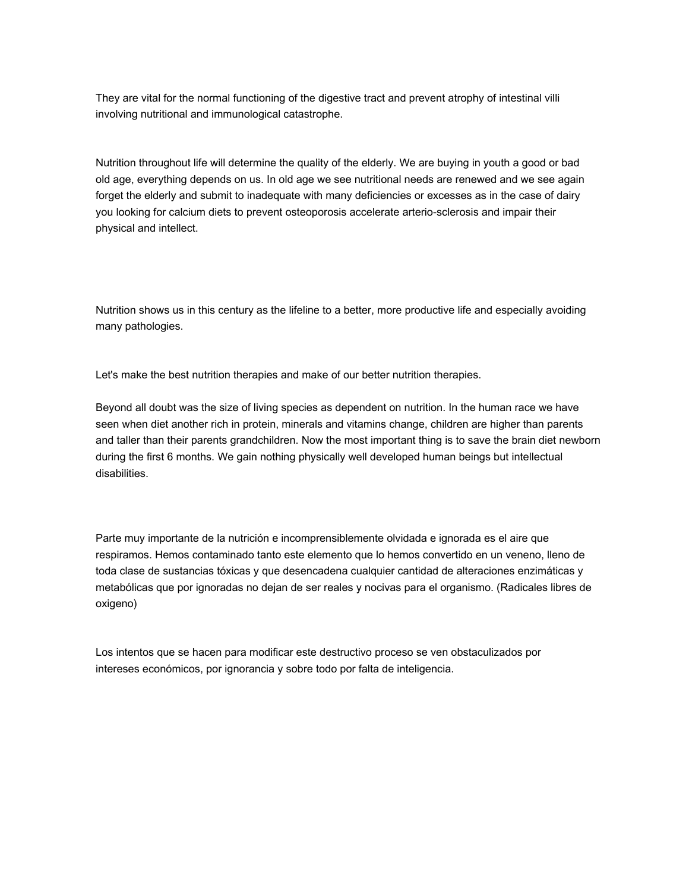They are vital for the normal functioning of the digestive tract and prevent atrophy of intestinal villi involving nutritional and immunological catastrophe.

Nutrition throughout life will determine the quality of the elderly. We are buying in youth a good or bad old age, everything depends on us. In old age we see nutritional needs are renewed and we see again forget the elderly and submit to inadequate with many deficiencies or excesses as in the case of dairy you looking for calcium diets to prevent osteoporosis accelerate arterio-sclerosis and impair their physical and intellect.

Nutrition shows us in this century as the lifeline to a better, more productive life and especially avoiding many pathologies.

Let's make the best nutrition therapies and make of our better nutrition therapies.

Beyond all doubt was the size of living species as dependent on nutrition. In the human race we have seen when diet another rich in protein, minerals and vitamins change, children are higher than parents and taller than their parents grandchildren. Now the most important thing is to save the brain diet newborn during the first 6 months. We gain nothing physically well developed human beings but intellectual disabilities.

Parte muy importante de la nutrición e incomprensiblemente olvidada e ignorada es el aire que respiramos. Hemos contaminado tanto este elemento que lo hemos convertido en un veneno, lleno de toda clase de sustancias tóxicas y que desencadena cualquier cantidad de alteraciones enzimáticas y metabólicas que por ignoradas no dejan de ser reales y nocivas para el organismo. (Radicales libres de oxigeno)

Los intentos que se hacen para modificar este destructivo proceso se ven obstaculizados por intereses económicos, por ignorancia y sobre todo por falta de inteligencia.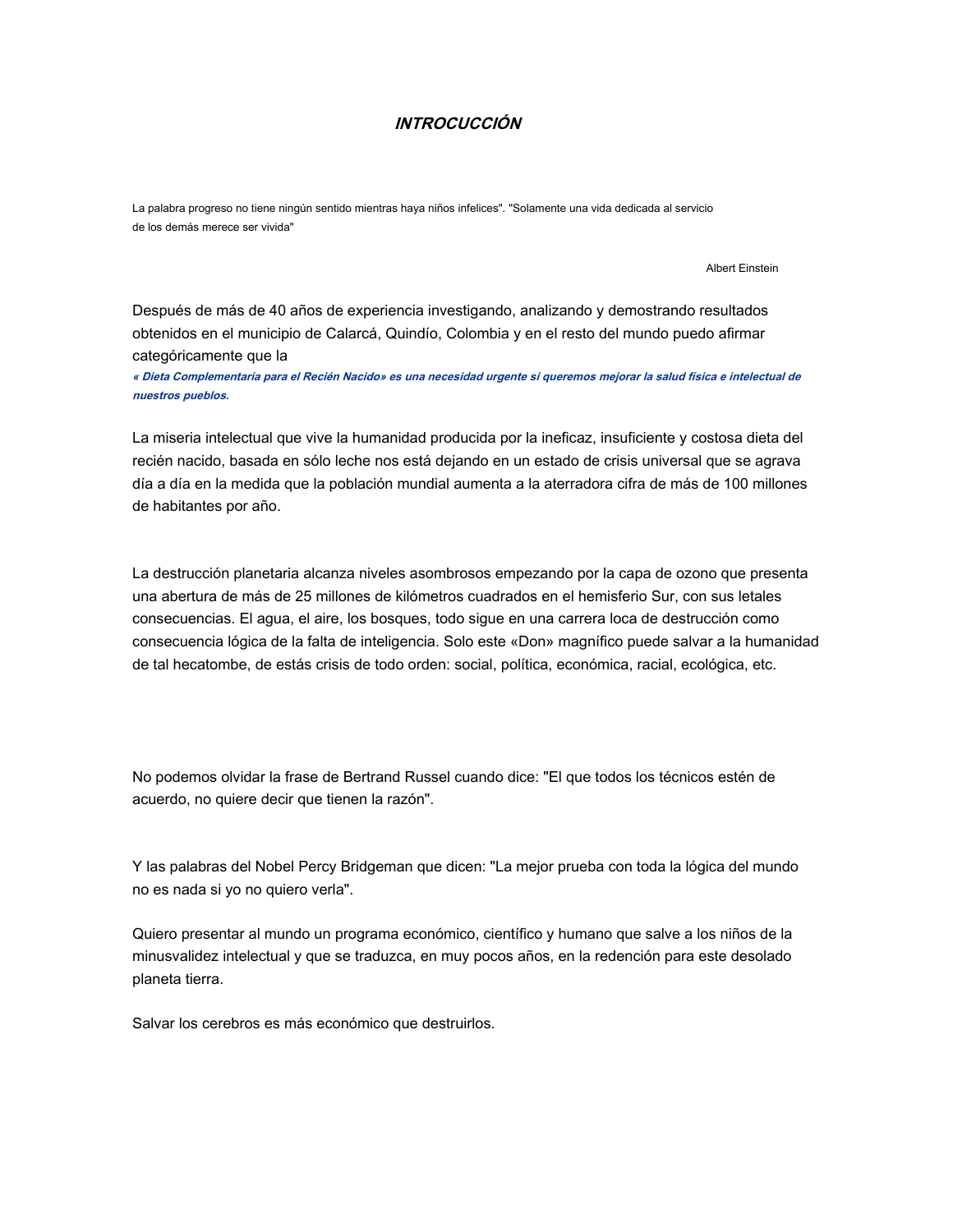# ***INTROCUCCIÓN***

La palabra progreso no tiene ningún sentido mientras haya niños infelices". "Solamente una vida dedicada al servicio de los demás merece ser vivida"

Albert Einstein

Después de más de 40 años de experiencia investigando, analizando y demostrando resultados obtenidos en el municipio de Calarcá, Quindío, Colombia y en el resto del mundo puedo afirmar categóricamente que la

***« Dieta Complementaria para el Recién Nacido» es una necesidad urgente si queremos mejorar la salud física e intelectual de nuestros pueblos.***

La miseria intelectual que vive la humanidad producida por la ineficaz, insuficiente y costosa dieta del recién nacido, basada en sólo leche nos está dejando en un estado de crisis universal que se agrava día a día en la medida que la población mundial aumenta a la aterradora cifra de más de 100 millones de habitantes por año.

La destrucción planetaria alcanza niveles asombrosos empezando por la capa de ozono que presenta una abertura de más de 25 millones de kilómetros cuadrados en el hemisferio Sur, con sus letales consecuencias. El agua, el aire, los bosques, todo sigue en una carrera loca de destrucción como consecuencia lógica de la falta de inteligencia. Solo este «Don» magnífico puede salvar a la humanidad de tal hecatombe, de estás crisis de todo orden: social, política, económica, racial, ecológica, etc.

No podemos olvidar la frase de Bertrand Russel cuando dice: "El que todos los técnicos estén de acuerdo, no quiere decir que tienen la razón".

Y las palabras del Nobel Percy Bridgeman que dicen: "La mejor prueba con toda la lógica del mundo no es nada si yo no quiero verla".

Quiero presentar al mundo un programa económico, científico y humano que salve a los niños de la minusvalidez intelectual y que se traduzca, en muy pocos años, en la redención para este desolado planeta tierra.

Salvar los cerebros es más económico que destruirlos.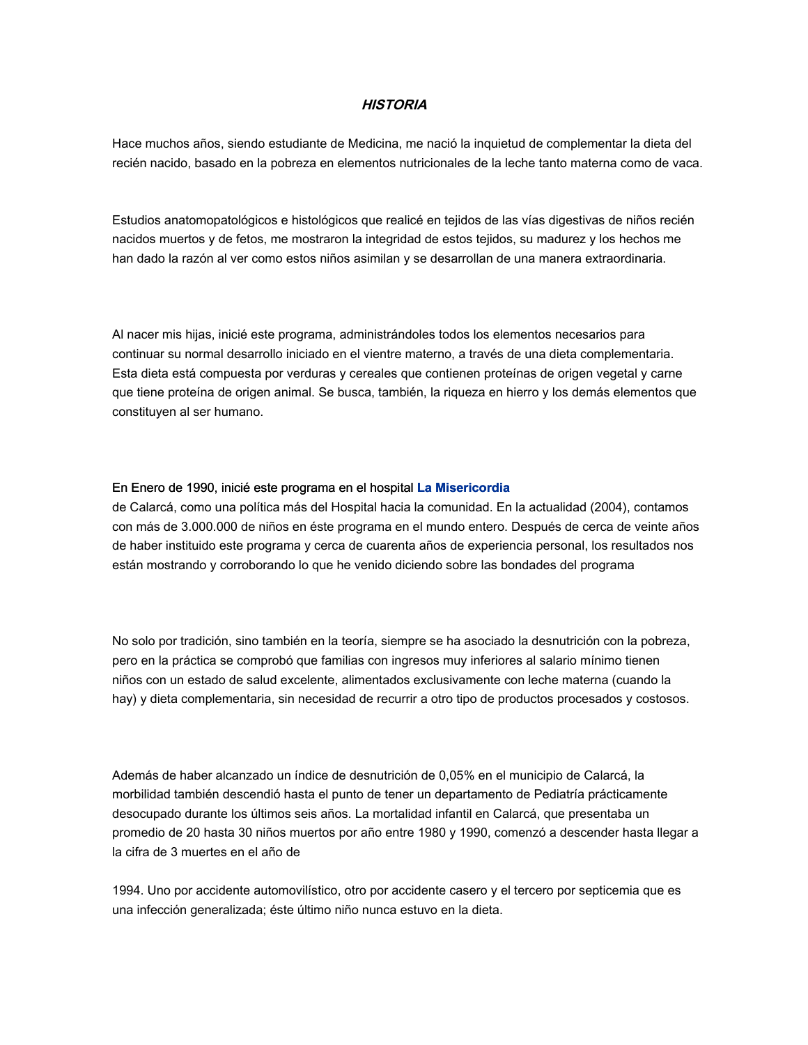# *HISTORIA*

Hace muchos años, siendo estudiante de Medicina, me nació la inquietud de complementar la dieta del recién nacido, basado en la pobreza en elementos nutricionales de la leche tanto materna como de vaca.

Estudios anatomopatológicos e histológicos que realicé en tejidos de las vías digestivas de niños recién nacidos muertos y de fetos, me mostraron la integridad de estos tejidos, su madurez y los hechos me han dado la razón al ver como estos niños asimilan y se desarrollan de una manera extraordinaria.

Al nacer mis hijas, inicié este programa, administrándoles todos los elementos necesarios para continuar su normal desarrollo iniciado en el vientre materno, a través de una dieta complementaria. Esta dieta está compuesta por verduras y cereales que contienen proteínas de origen vegetal y carne que tiene proteína de origen animal. Se busca, también, la riqueza en hierro y los demás elementos que constituyen al ser humano.

En Enero de 1990, inicié este programa en el hospital **La Misericordia** de Calarcá, como una política más del Hospital hacia la comunidad. En la actualidad (2004), contamos con más de 3.000.000 de niños en éste programa en el mundo entero. Después de cerca de veinte años de haber instituido este programa y cerca de cuarenta años de experiencia personal, los resultados nos están mostrando y corroborando lo que he venido diciendo sobre las bondades del programa

No solo por tradición, sino también en la teoría, siempre se ha asociado la desnutrición con la pobreza, pero en la práctica se comprobó que familias con ingresos muy inferiores al salario mínimo tienen niños con un estado de salud excelente, alimentados exclusivamente con leche materna (cuando la hay) y dieta complementaria, sin necesidad de recurrir a otro tipo de productos procesados y costosos.

Además de haber alcanzado un índice de desnutrición de 0,05% en el municipio de Calarcá, la morbilidad también descendió hasta el punto de tener un departamento de Pediatría prácticamente desocupado durante los últimos seis años. La mortalidad infantil en Calarcá, que presentaba un promedio de 20 hasta 30 niños muertos por año entre 1980 y 1990, comenzó a descender hasta llegar a la cifra de 3 muertes en el año de

1994. Uno por accidente automovilístico, otro por accidente casero y el tercero por septicemia que es una infección generalizada; éste último niño nunca estuvo en la dieta.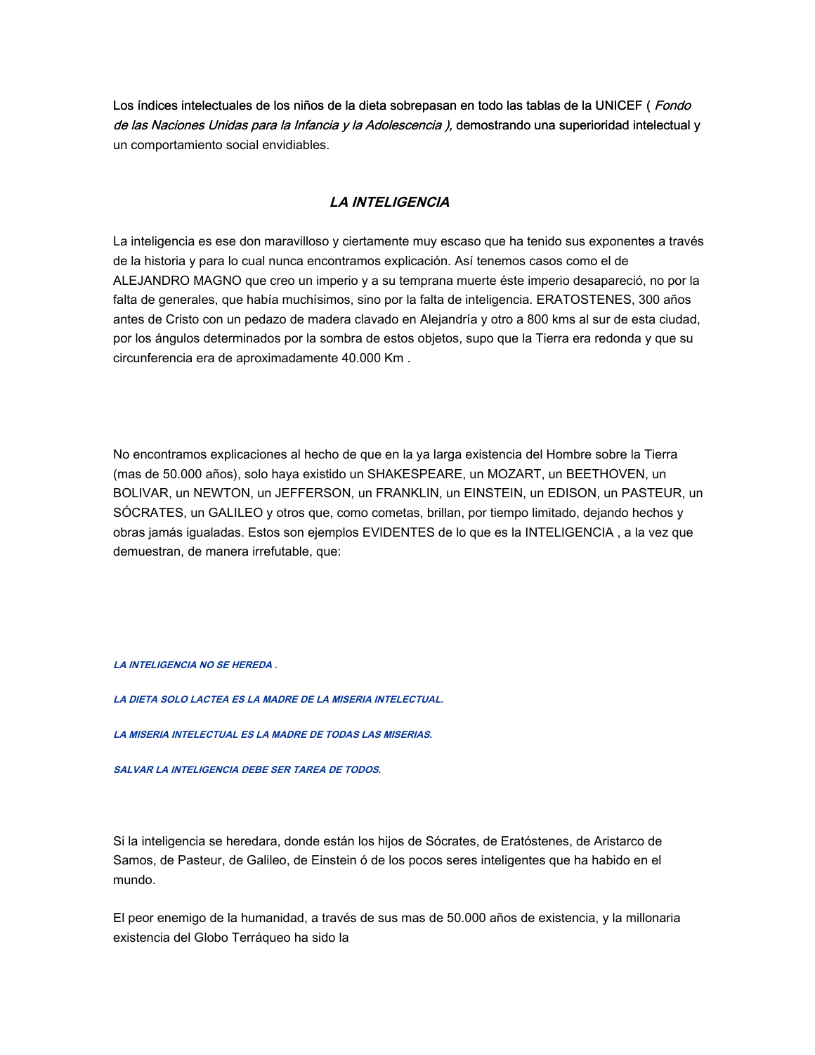Los índices intelectuales de los niños de la dieta sobrepasan en todo las tablas de la UNICEF ( *Fondo de las Naciones Unidas para la Infancia y la Adolescencia ),* demostrando una superioridad intelectual y un comportamiento social envidiables.

## *LA INTELIGENCIA*

La inteligencia es ese don maravilloso y ciertamente muy escaso que ha tenido sus exponentes a través de la historia y para lo cual nunca encontramos explicación. Así tenemos casos como el de ALEJANDRO MAGNO que creo un imperio y a su temprana muerte éste imperio desapareció, no por la falta de generales, que había muchísimos, sino por la falta de inteligencia. ERATOSTENES, 300 años antes de Cristo con un pedazo de madera clavado en Alejandría y otro a 800 kms al sur de esta ciudad, por los ángulos determinados por la sombra de estos objetos, supo que la Tierra era redonda y que su circunferencia era de aproximadamente 40.000 Km .

No encontramos explicaciones al hecho de que en la ya larga existencia del Hombre sobre la Tierra (mas de 50.000 años), solo haya existido un SHAKESPEARE, un MOZART, un BEETHOVEN, un BOLIVAR, un NEWTON, un JEFFERSON, un FRANKLIN, un EINSTEIN, un EDISON, un PASTEUR, un SÓCRATES, un GALILEO y otros que, como cometas, brillan, por tiempo limitado, dejando hechos y obras jamás igualadas. Estos son ejemplos EVIDENTES de lo que es la INTELIGENCIA , a la vez que demuestran, de manera irrefutable, que:

***LA INTELIGENCIA NO SE HEREDA .***

***LA DIETA SOLO LACTEA ES LA MADRE DE LA MISERIA INTELECTUAL.***

***LA MISERIA INTELECTUAL ES LA MADRE DE TODAS LAS MISERIAS.***

***SALVAR LA INTELIGENCIA DEBE SER TAREA DE TODOS.***

Si la inteligencia se heredara, donde están los hijos de Sócrates, de Eratóstenes, de Aristarco de Samos, de Pasteur, de Galileo, de Einstein ó de los pocos seres inteligentes que ha habido en el mundo.

El peor enemigo de la humanidad, a través de sus mas de 50.000 años de existencia, y la millonaria existencia del Globo Terráqueo ha sido la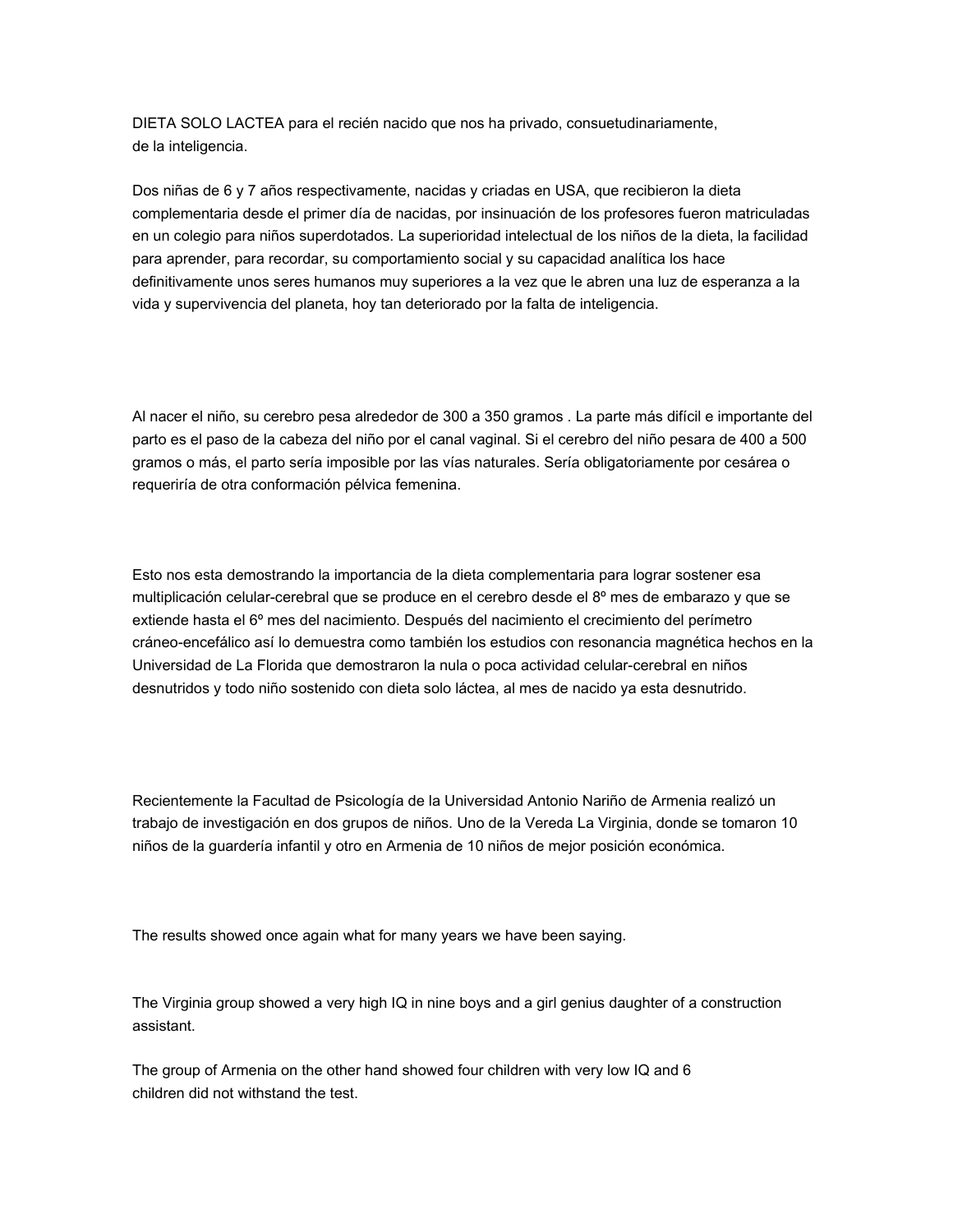DIETA SOLO LACTEA para el recién nacido que nos ha privado, consuetudinariamente, de la inteligencia.

Dos niñas de 6 y 7 años respectivamente, nacidas y criadas en USA, que recibieron la dieta complementaria desde el primer día de nacidas, por insinuación de los profesores fueron matriculadas en un colegio para niños superdotados. La superioridad intelectual de los niños de la dieta, la facilidad para aprender, para recordar, su comportamiento social y su capacidad analítica los hace definitivamente unos seres humanos muy superiores a la vez que le abren una luz de esperanza a la vida y supervivencia del planeta, hoy tan deteriorado por la falta de inteligencia.

Al nacer el niño, su cerebro pesa alrededor de 300 a 350 gramos . La parte más difícil e importante del parto es el paso de la cabeza del niño por el canal vaginal. Si el cerebro del niño pesara de 400 a 500 gramos o más, el parto sería imposible por las vías naturales. Sería obligatoriamente por cesárea o requeriría de otra conformación pélvica femenina.

Esto nos esta demostrando la importancia de la dieta complementaria para lograr sostener esa multiplicación celular-cerebral que se produce en el cerebro desde el 8º mes de embarazo y que se extiende hasta el 6º mes del nacimiento. Después del nacimiento el crecimiento del perímetro cráneo-encefálico así lo demuestra como también los estudios con resonancia magnética hechos en la Universidad de La Florida que demostraron la nula o poca actividad celular-cerebral en niños desnutridos y todo niño sostenido con dieta solo láctea, al mes de nacido ya esta desnutrido.

Recientemente la Facultad de Psicología de la Universidad Antonio Nariño de Armenia realizó un trabajo de investigación en dos grupos de niños. Uno de la Vereda La Virginia, donde se tomaron 10 niños de la guardería infantil y otro en Armenia de 10 niños de mejor posición económica.

The results showed once again what for many years we have been saying.

The Virginia group showed a very high IQ in nine boys and a girl genius daughter of a construction assistant.

The group of Armenia on the other hand showed four children with very low IQ and 6 children did not withstand the test.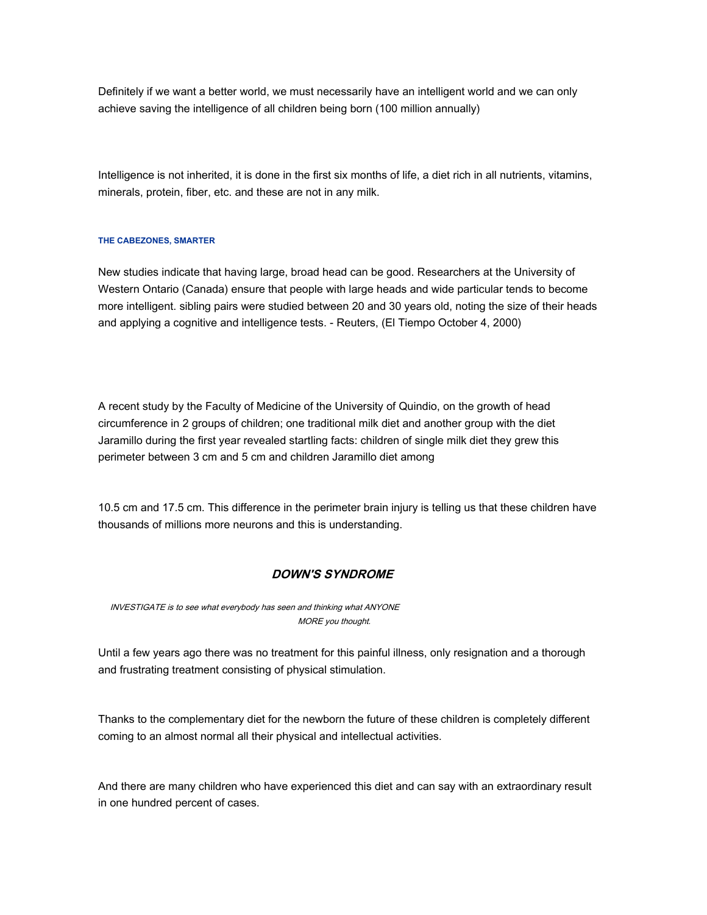Definitely if we want a better world, we must necessarily have an intelligent world and we can only achieve saving the intelligence of all children being born (100 million annually)

Intelligence is not inherited, it is done in the first six months of life, a diet rich in all nutrients, vitamins, minerals, protein, fiber, etc. and these are not in any milk.

#### THE CABEZONES, SMARTER

New studies indicate that having large, broad head can be good. Researchers at the University of Western Ontario (Canada) ensure that people with large heads and wide particular tends to become more intelligent. sibling pairs were studied between 20 and 30 years old, noting the size of their heads and applying a cognitive and intelligence tests. - Reuters, (El Tiempo October 4, 2000)

A recent study by the Faculty of Medicine of the University of Quindio, on the growth of head circumference in 2 groups of children; one traditional milk diet and another group with the diet Jaramillo during the first year revealed startling facts: children of single milk diet they grew this perimeter between 3 cm and 5 cm and children Jaramillo diet among

10.5 cm and 17.5 cm. This difference in the perimeter brain injury is telling us that these children have thousands of millions more neurons and this is understanding.

## *DOWN'S SYNDROME*

*INVESTIGATE is to see what everybody has seen and thinking what ANYONE MORE you thought.*

Until a few years ago there was no treatment for this painful illness, only resignation and a thorough and frustrating treatment consisting of physical stimulation.

Thanks to the complementary diet for the newborn the future of these children is completely different coming to an almost normal all their physical and intellectual activities.

And there are many children who have experienced this diet and can say with an extraordinary result in one hundred percent of cases.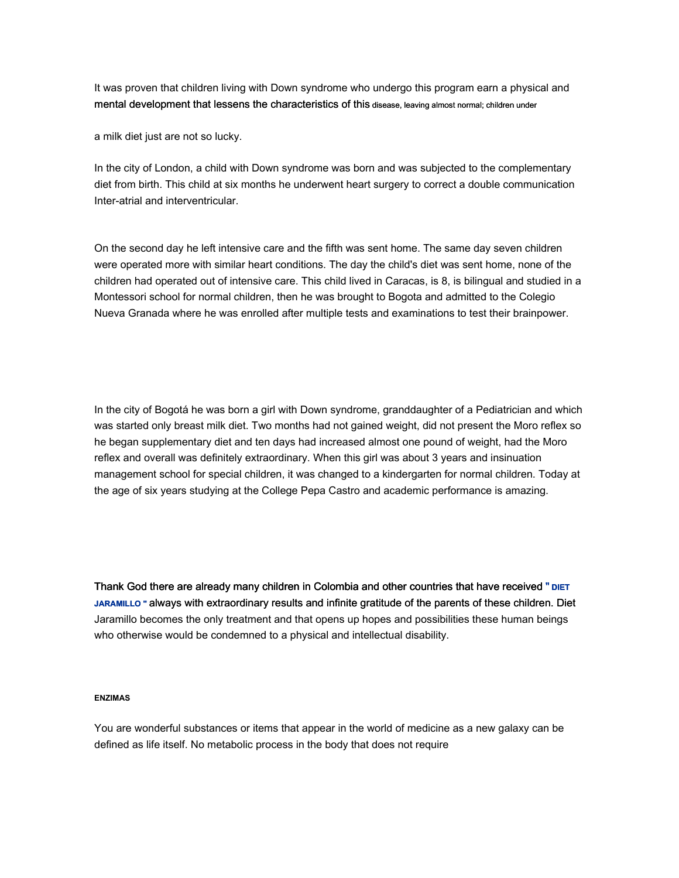It was proven that children living with Down syndrome who undergo this program earn a physical and mental development that lessens the characteristics of this disease, leaving almost normal; children under

a milk diet just are not so lucky.

In the city of London, a child with Down syndrome was born and was subjected to the complementary diet from birth. This child at six months he underwent heart surgery to correct a double communication Inter-atrial and interventricular.

On the second day he left intensive care and the fifth was sent home. The same day seven children were operated more with similar heart conditions. The day the child's diet was sent home, none of the children had operated out of intensive care. This child lived in Caracas, is 8, is bilingual and studied in a Montessori school for normal children, then he was brought to Bogota and admitted to the Colegio Nueva Granada where he was enrolled after multiple tests and examinations to test their brainpower.

In the city of Bogotá he was born a girl with Down syndrome, granddaughter of a Pediatrician and which was started only breast milk diet. Two months had not gained weight, did not present the Moro reflex so he began supplementary diet and ten days had increased almost one pound of weight, had the Moro reflex and overall was definitely extraordinary. When this girl was about 3 years and insinuation management school for special children, it was changed to a kindergarten for normal children. Today at the age of six years studying at the College Pepa Castro and academic performance is amazing.

Thank God there are already many children in Colombia and other countries that have received " **DIET JARAMILLO** " always with extraordinary results and infinite gratitude of the parents of these children. Diet Jaramillo becomes the only treatment and that opens up hopes and possibilities these human beings who otherwise would be condemned to a physical and intellectual disability.

**ENZIMAS**

You are wonderful substances or items that appear in the world of medicine as a new galaxy can be defined as life itself. No metabolic process in the body that does not require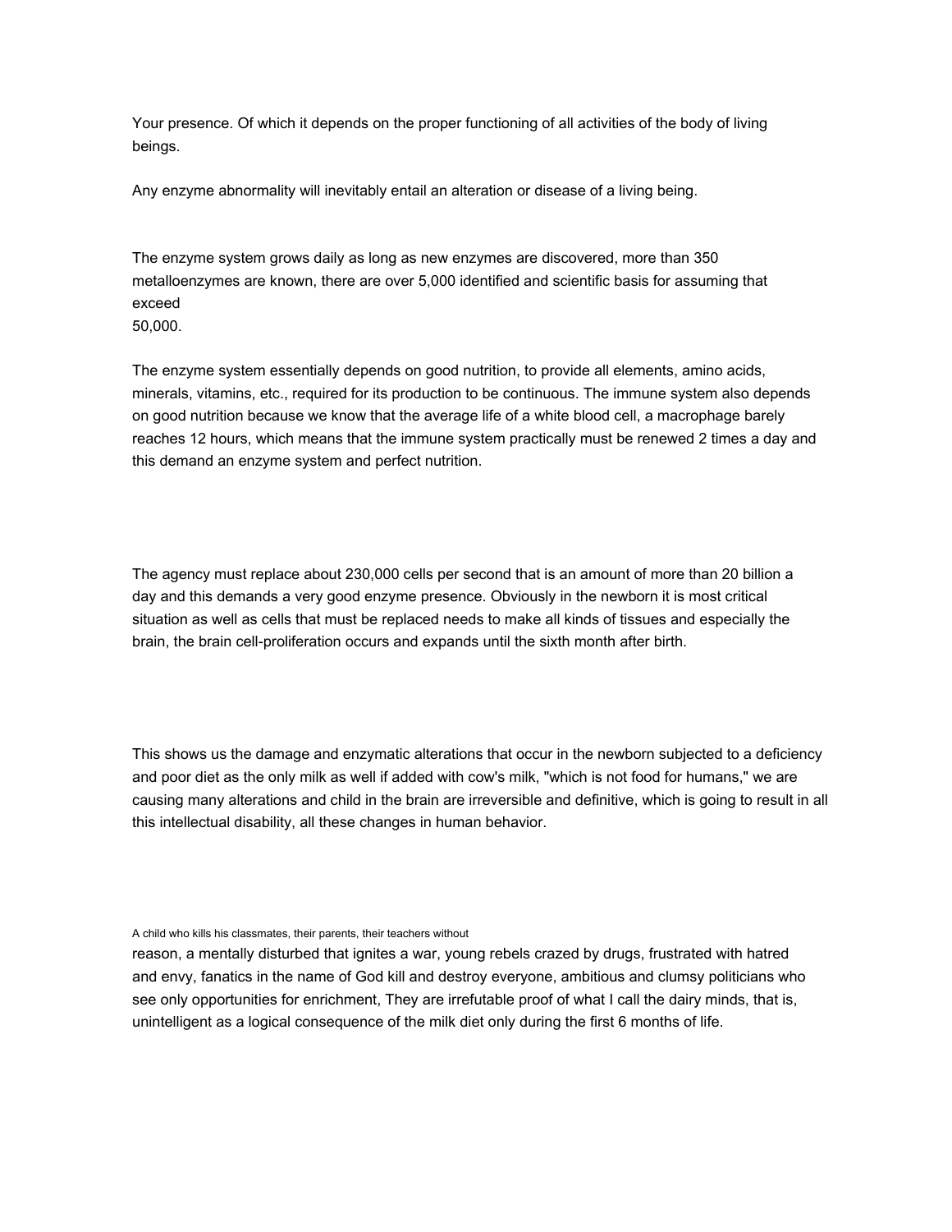Your presence. Of which it depends on the proper functioning of all activities of the body of living beings.

Any enzyme abnormality will inevitably entail an alteration or disease of a living being.

The enzyme system grows daily as long as new enzymes are discovered, more than 350 metalloenzymes are known, there are over 5,000 identified and scientific basis for assuming that exceed
50,000.

The enzyme system essentially depends on good nutrition, to provide all elements, amino acids, minerals, vitamins, etc., required for its production to be continuous. The immune system also depends on good nutrition because we know that the average life of a white blood cell, a macrophage barely reaches 12 hours, which means that the immune system practically must be renewed 2 times a day and this demand an enzyme system and perfect nutrition.

The agency must replace about 230,000 cells per second that is an amount of more than 20 billion a day and this demands a very good enzyme presence. Obviously in the newborn it is most critical situation as well as cells that must be replaced needs to make all kinds of tissues and especially the brain, the brain cell-proliferation occurs and expands until the sixth month after birth.

This shows us the damage and enzymatic alterations that occur in the newborn subjected to a deficiency and poor diet as the only milk as well if added with cow's milk, "which is not food for humans," we are causing many alterations and child in the brain are irreversible and definitive, which is going to result in all this intellectual disability, all these changes in human behavior.

A child who kills his classmates, their parents, their teachers without
reason, a mentally disturbed that ignites a war, young rebels crazed by drugs, frustrated with hatred and envy, fanatics in the name of God kill and destroy everyone, ambitious and clumsy politicians who see only opportunities for enrichment, They are irrefutable proof of what I call the dairy minds, that is, unintelligent as a logical consequence of the milk diet only during the first 6 months of life.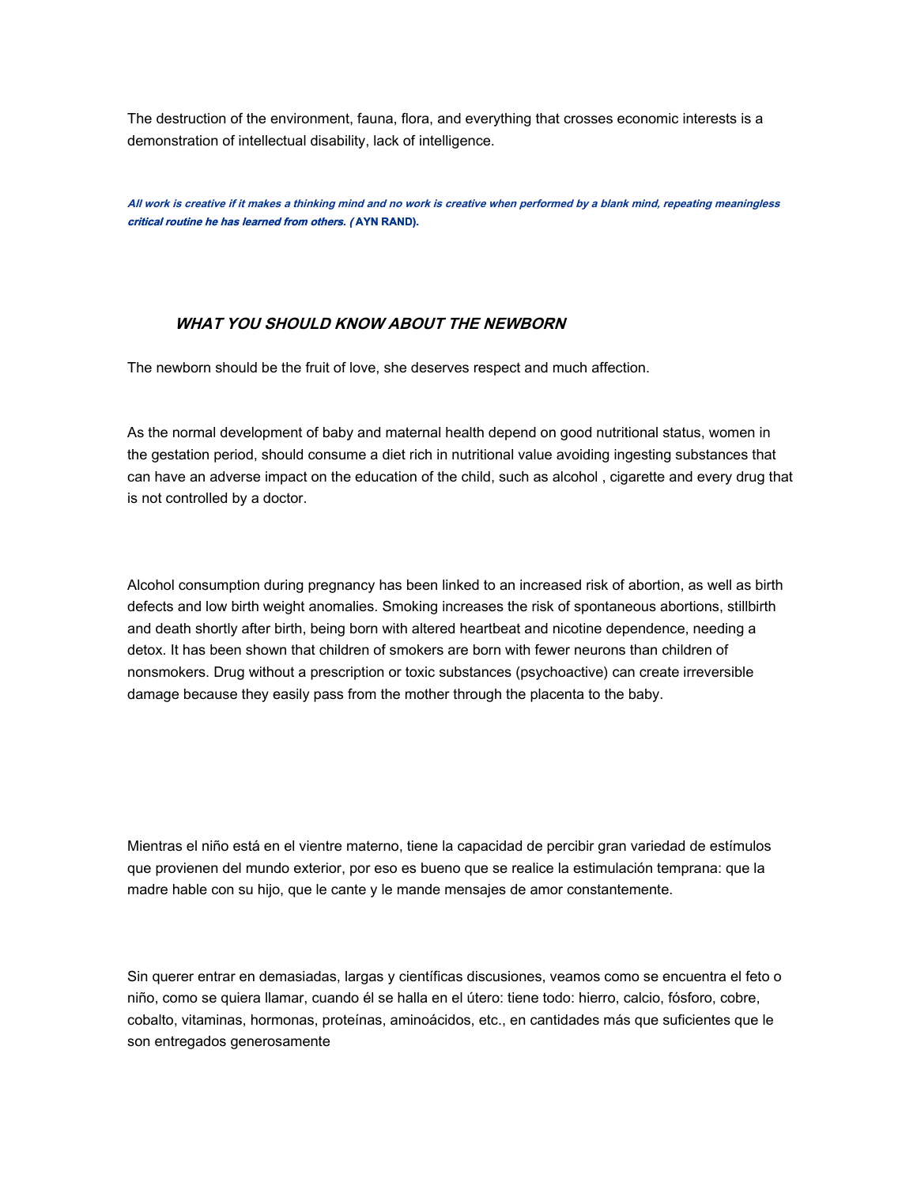The destruction of the environment, fauna, flora, and everything that crosses economic interests is a demonstration of intellectual disability, lack of intelligence.

***All work is creative if it makes a thinking mind and no work is creative when performed by a blank mind, repeating meaningless critical routine he has learned from others. (*** **AYN RAND).**

### ***WHAT YOU SHOULD KNOW ABOUT THE NEWBORN***

The newborn should be the fruit of love, she deserves respect and much affection.

As the normal development of baby and maternal health depend on good nutritional status, women in the gestation period, should consume a diet rich in nutritional value avoiding ingesting substances that can have an adverse impact on the education of the child, such as alcohol , cigarette and every drug that is not controlled by a doctor.

Alcohol consumption during pregnancy has been linked to an increased risk of abortion, as well as birth defects and low birth weight anomalies. Smoking increases the risk of spontaneous abortions, stillbirth and death shortly after birth, being born with altered heartbeat and nicotine dependence, needing a detox. It has been shown that children of smokers are born with fewer neurons than children of nonsmokers. Drug without a prescription or toxic substances (psychoactive) can create irreversible damage because they easily pass from the mother through the placenta to the baby.

Mientras el niño está en el vientre materno, tiene la capacidad de percibir gran variedad de estímulos que provienen del mundo exterior, por eso es bueno que se realice la estimulación temprana: que la madre hable con su hijo, que le cante y le mande mensajes de amor constantemente.

Sin querer entrar en demasiadas, largas y científicas discusiones, veamos como se encuentra el feto o niño, como se quiera llamar, cuando él se halla en el útero: tiene todo: hierro, calcio, fósforo, cobre, cobalto, vitaminas, hormonas, proteínas, aminoácidos, etc., en cantidades más que suficientes que le son entregados generosamente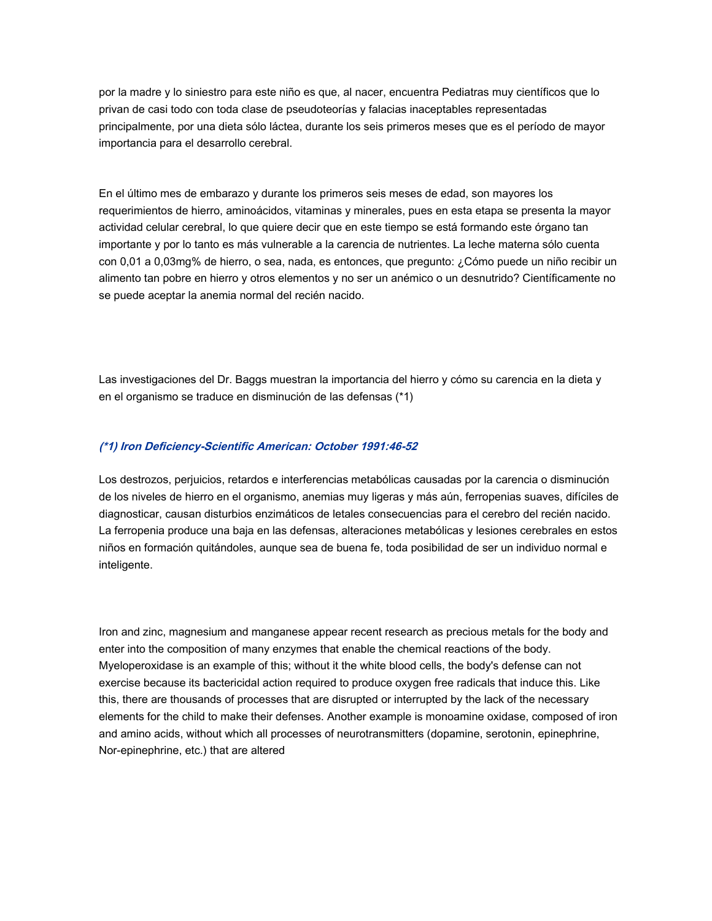por la madre y lo siniestro para este niño es que, al nacer, encuentra Pediatras muy científicos que lo privan de casi todo con toda clase de pseudoteorías y falacias inaceptables representadas principalmente, por una dieta sólo láctea, durante los seis primeros meses que es el período de mayor importancia para el desarrollo cerebral.

En el último mes de embarazo y durante los primeros seis meses de edad, son mayores los requerimientos de hierro, aminoácidos, vitaminas y minerales, pues en esta etapa se presenta la mayor actividad celular cerebral, lo que quiere decir que en este tiempo se está formando este órgano tan importante y por lo tanto es más vulnerable a la carencia de nutrientes. La leche materna sólo cuenta con 0,01 a 0,03mg% de hierro, o sea, nada, es entonces, que pregunto: ¿Cómo puede un niño recibir un alimento tan pobre en hierro y otros elementos y no ser un anémico o un desnutrido? Científicamente no se puede aceptar la anemia normal del recién nacido.

Las investigaciones del Dr. Baggs muestran la importancia del hierro y cómo su carencia en la dieta y en el organismo se traduce en disminución de las defensas (*1)

***(*1) Iron Deficiency-Scientific American: October 1991:46-52***

Los destrozos, perjuicios, retardos e interferencias metabólicas causadas por la carencia o disminución de los niveles de hierro en el organismo, anemias muy ligeras y más aún, ferropenias suaves, difíciles de diagnosticar, causan disturbios enzimáticos de letales consecuencias para el cerebro del recién nacido. La ferropenia produce una baja en las defensas, alteraciones metabólicas y lesiones cerebrales en estos niños en formación quitándoles, aunque sea de buena fe, toda posibilidad de ser un individuo normal e inteligente.

Iron and zinc, magnesium and manganese appear recent research as precious metals for the body and enter into the composition of many enzymes that enable the chemical reactions of the body. Myeloperoxidase is an example of this; without it the white blood cells, the body's defense can not exercise because its bactericidal action required to produce oxygen free radicals that induce this. Like this, there are thousands of processes that are disrupted or interrupted by the lack of the necessary elements for the child to make their defenses. Another example is monoamine oxidase, composed of iron and amino acids, without which all processes of neurotransmitters (dopamine, serotonin, epinephrine, Nor-epinephrine, etc.) that are altered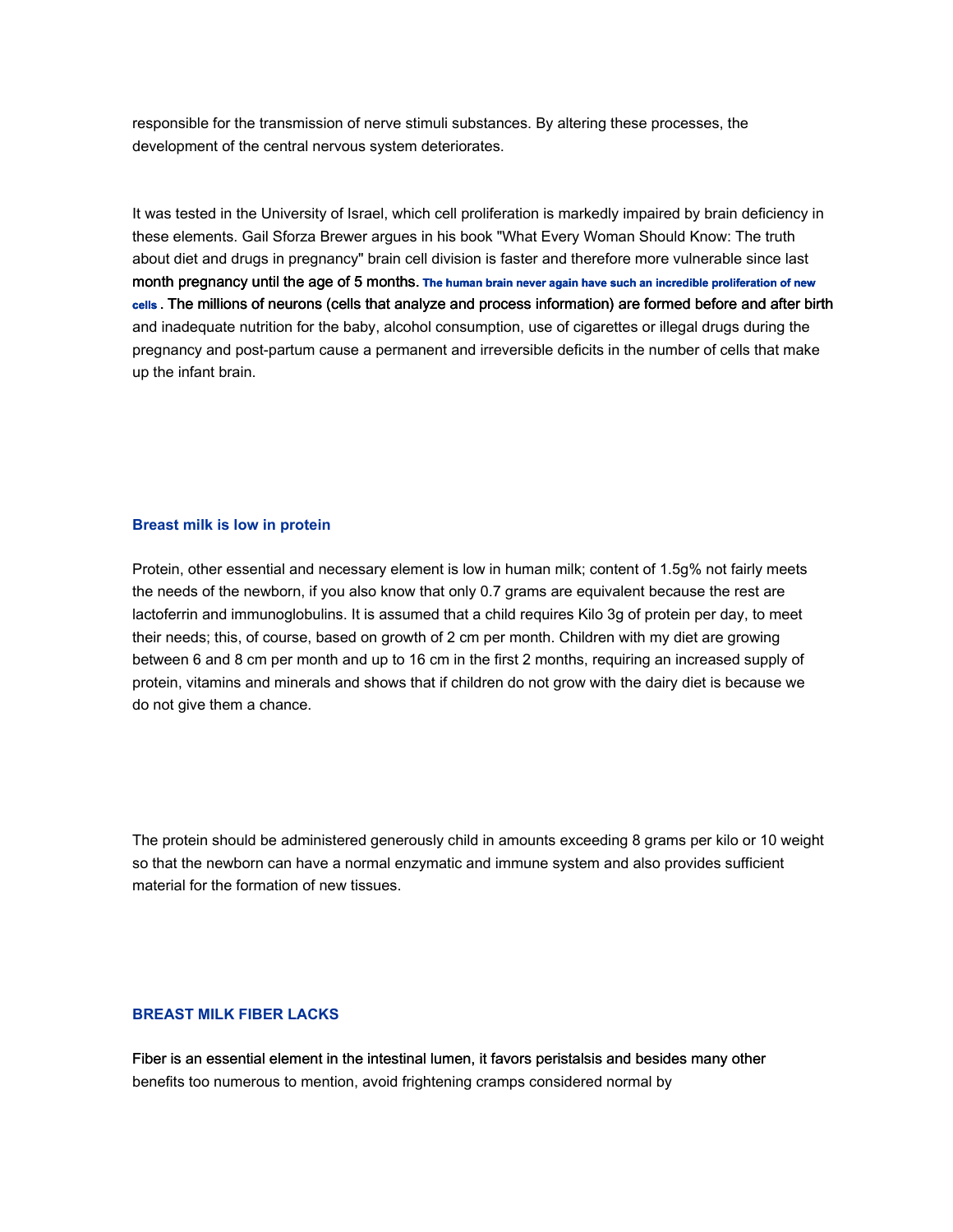responsible for the transmission of nerve stimuli substances. By altering these processes, the development of the central nervous system deteriorates.

It was tested in the University of Israel, which cell proliferation is markedly impaired by brain deficiency in these elements. Gail Sforza Brewer argues in his book "What Every Woman Should Know: The truth about diet and drugs in pregnancy" brain cell division is faster and therefore more vulnerable since last month pregnancy until the age of 5 months. **The human brain never again have such an incredible proliferation of new cells** . The millions of neurons (cells that analyze and process information) are formed before and after birth and inadequate nutrition for the baby, alcohol consumption, use of cigarettes or illegal drugs during the pregnancy and post-partum cause a permanent and irreversible deficits in the number of cells that make up the infant brain.

### Breast milk is low in protein

Protein, other essential and necessary element is low in human milk; content of 1.5g% not fairly meets the needs of the newborn, if you also know that only 0.7 grams are equivalent because the rest are lactoferrin and immunoglobulins. It is assumed that a child requires Kilo 3g of protein per day, to meet their needs; this, of course, based on growth of 2 cm per month. Children with my diet are growing between 6 and 8 cm per month and up to 16 cm in the first 2 months, requiring an increased supply of protein, vitamins and minerals and shows that if children do not grow with the dairy diet is because we do not give them a chance.

The protein should be administered generously child in amounts exceeding 8 grams per kilo or 10 weight so that the newborn can have a normal enzymatic and immune system and also provides sufficient material for the formation of new tissues.

### BREAST MILK FIBER LACKS

Fiber is an essential element in the intestinal lumen, it favors peristalsis and besides many other benefits too numerous to mention, avoid frightening cramps considered normal by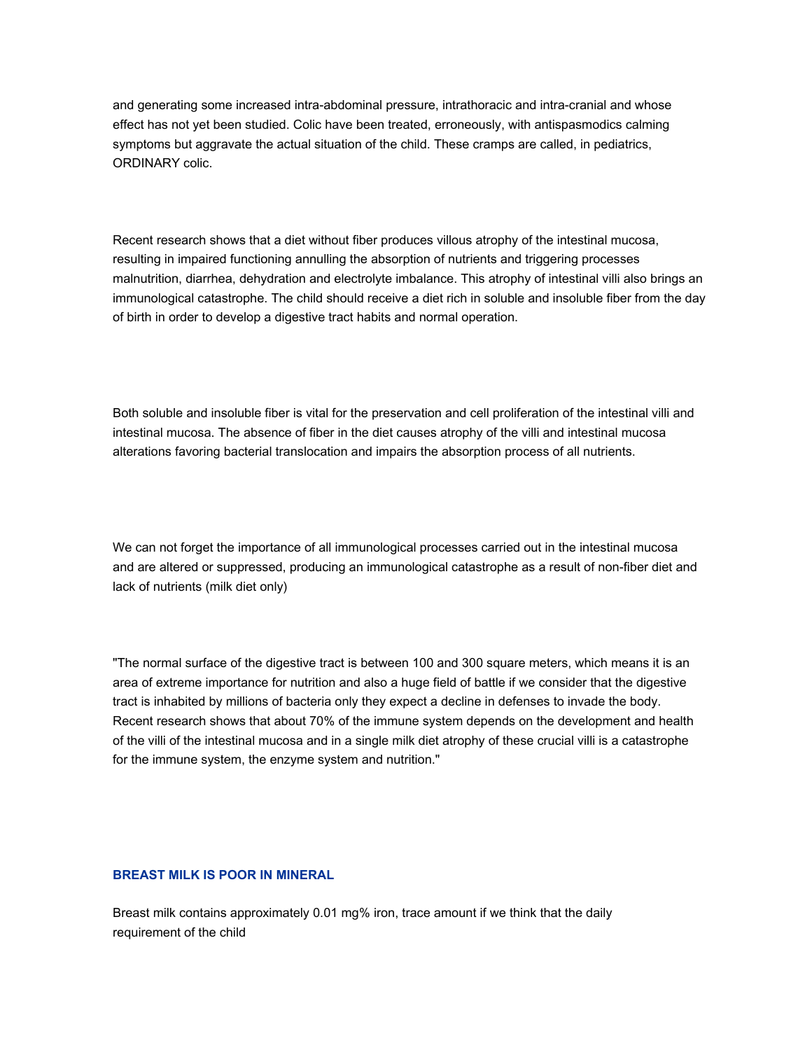and generating some increased intra-abdominal pressure, intrathoracic and intra-cranial and whose effect has not yet been studied. Colic have been treated, erroneously, with antispasmodics calming symptoms but aggravate the actual situation of the child. These cramps are called, in pediatrics, ORDINARY colic.

Recent research shows that a diet without fiber produces villous atrophy of the intestinal mucosa, resulting in impaired functioning annulling the absorption of nutrients and triggering processes malnutrition, diarrhea, dehydration and electrolyte imbalance. This atrophy of intestinal villi also brings an immunological catastrophe. The child should receive a diet rich in soluble and insoluble fiber from the day of birth in order to develop a digestive tract habits and normal operation.

Both soluble and insoluble fiber is vital for the preservation and cell proliferation of the intestinal villi and intestinal mucosa. The absence of fiber in the diet causes atrophy of the villi and intestinal mucosa alterations favoring bacterial translocation and impairs the absorption process of all nutrients.

We can not forget the importance of all immunological processes carried out in the intestinal mucosa and are altered or suppressed, producing an immunological catastrophe as a result of non-fiber diet and lack of nutrients (milk diet only)

"The normal surface of the digestive tract is between 100 and 300 square meters, which means it is an area of extreme importance for nutrition and also a huge field of battle if we consider that the digestive tract is inhabited by millions of bacteria only they expect a decline in defenses to invade the body. Recent research shows that about 70% of the immune system depends on the development and health of the villi of the intestinal mucosa and in a single milk diet atrophy of these crucial villi is a catastrophe for the immune system, the enzyme system and nutrition."

## BREAST MILK IS POOR IN MINERAL

Breast milk contains approximately 0.01 mg% iron, trace amount if we think that the daily requirement of the child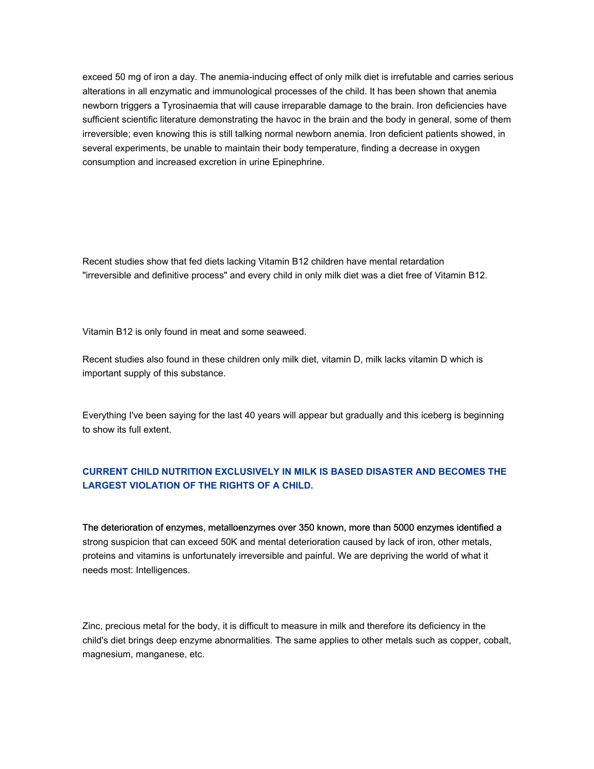exceed 50 mg of iron a day. The anemia-inducing effect of only milk diet is irrefutable and carries serious alterations in all enzymatic and immunological processes of the child. It has been shown that anemia newborn triggers a Tyrosinaemia that will cause irreparable damage to the brain. Iron deficiencies have sufficient scientific literature demonstrating the havoc in the brain and the body in general, some of them irreversible; even knowing this is still talking normal newborn anemia. Iron deficient patients showed, in several experiments, be unable to maintain their body temperature, finding a decrease in oxygen consumption and increased excretion in urine Epinephrine.

Recent studies show that fed diets lacking Vitamin B12 children have mental retardation "irreversible and definitive process" and every child in only milk diet was a diet free of Vitamin B12.

Vitamin B12 is only found in meat and some seaweed.

Recent studies also found in these children only milk diet, vitamin D, milk lacks vitamin D which is important supply of this substance.

Everything I've been saying for the last 40 years will appear but gradually and this iceberg is beginning to show its full extent.

**CURRENT CHILD NUTRITION EXCLUSIVELY IN MILK IS BASED DISASTER AND BECOMES THE LARGEST VIOLATION OF THE RIGHTS OF A CHILD.**

The deterioration of enzymes, metalloenzymes over 350 known, more than 5000 enzymes identified a strong suspicion that can exceed 50K and mental deterioration caused by lack of iron, other metals, proteins and vitamins is unfortunately irreversible and painful. We are depriving the world of what it needs most: Intelligences.

Zinc, precious metal for the body, it is difficult to measure in milk and therefore its deficiency in the child's diet brings deep enzyme abnormalities. The same applies to other metals such as copper, cobalt, magnesium, manganese, etc.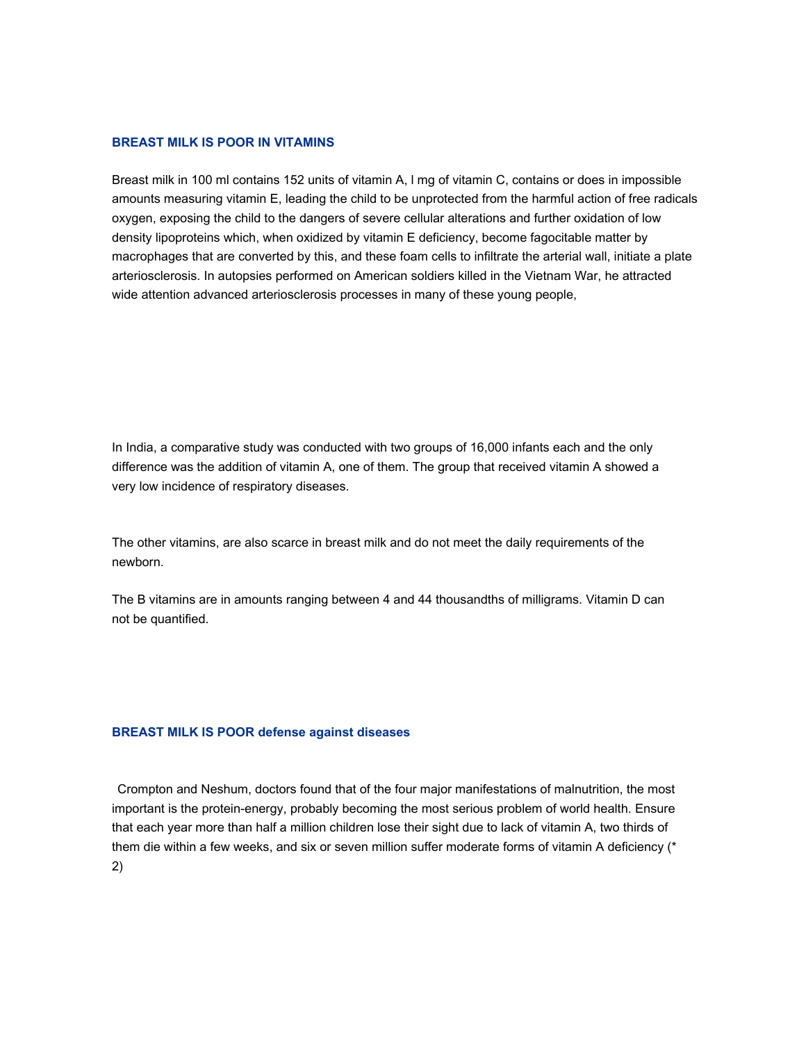### BREAST MILK IS POOR IN VITAMINS

Breast milk in 100 ml contains 152 units of vitamin A, l mg of vitamin C, contains or does in impossible amounts measuring vitamin E, leading the child to be unprotected from the harmful action of free radicals oxygen, exposing the child to the dangers of severe cellular alterations and further oxidation of low density lipoproteins which, when oxidized by vitamin E deficiency, become fagocitable matter by macrophages that are converted by this, and these foam cells to infiltrate the arterial wall, initiate a plate arteriosclerosis. In autopsies performed on American soldiers killed in the Vietnam War, he attracted wide attention advanced arteriosclerosis processes in many of these young people,

In India, a comparative study was conducted with two groups of 16,000 infants each and the only difference was the addition of vitamin A, one of them. The group that received vitamin A showed a very low incidence of respiratory diseases.

The other vitamins, are also scarce in breast milk and do not meet the daily requirements of the newborn.

The B vitamins are in amounts ranging between 4 and 44 thousandths of milligrams. Vitamin D can not be quantified.

### BREAST MILK IS POOR defense against diseases

Crompton and Neshum, doctors found that of the four major manifestations of malnutrition, the most important is the protein-energy, probably becoming the most serious problem of world health. Ensure that each year more than half a million children lose their sight due to lack of vitamin A, two thirds of them die within a few weeks, and six or seven million suffer moderate forms of vitamin A deficiency (* 2)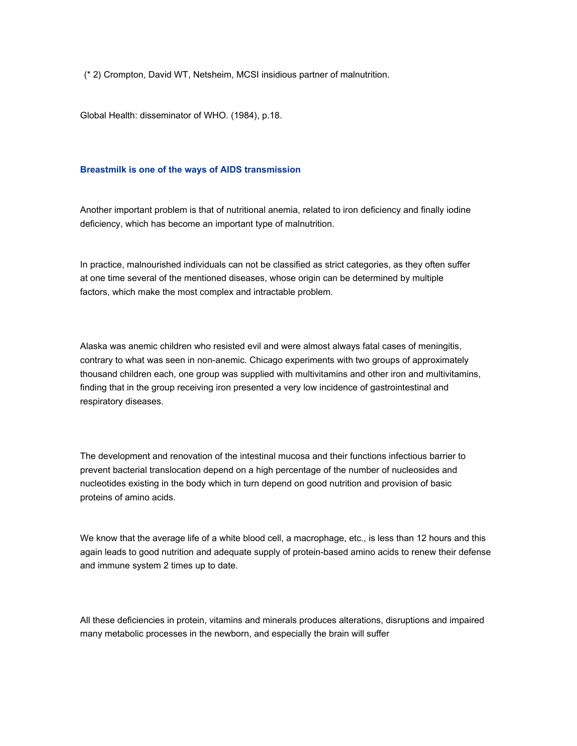(* 2) Crompton, David WT, Netsheim, MCSI insidious partner of malnutrition.

Global Health: disseminator of WHO. (1984), p.18.

## Breastmilk is one of the ways of AIDS transmission

Another important problem is that of nutritional anemia, related to iron deficiency and finally iodine deficiency, which has become an important type of malnutrition.

In practice, malnourished individuals can not be classified as strict categories, as they often suffer at one time several of the mentioned diseases, whose origin can be determined by multiple factors, which make the most complex and intractable problem.

Alaska was anemic children who resisted evil and were almost always fatal cases of meningitis, contrary to what was seen in non-anemic. Chicago experiments with two groups of approximately thousand children each, one group was supplied with multivitamins and other iron and multivitamins, finding that in the group receiving iron presented a very low incidence of gastrointestinal and respiratory diseases.

The development and renovation of the intestinal mucosa and their functions infectious barrier to prevent bacterial translocation depend on a high percentage of the number of nucleosides and nucleotides existing in the body which in turn depend on good nutrition and provision of basic proteins of amino acids.

We know that the average life of a white blood cell, a macrophage, etc., is less than 12 hours and this again leads to good nutrition and adequate supply of protein-based amino acids to renew their defense and immune system 2 times up to date.

All these deficiencies in protein, vitamins and minerals produces alterations, disruptions and impaired many metabolic processes in the newborn, and especially the brain will suffer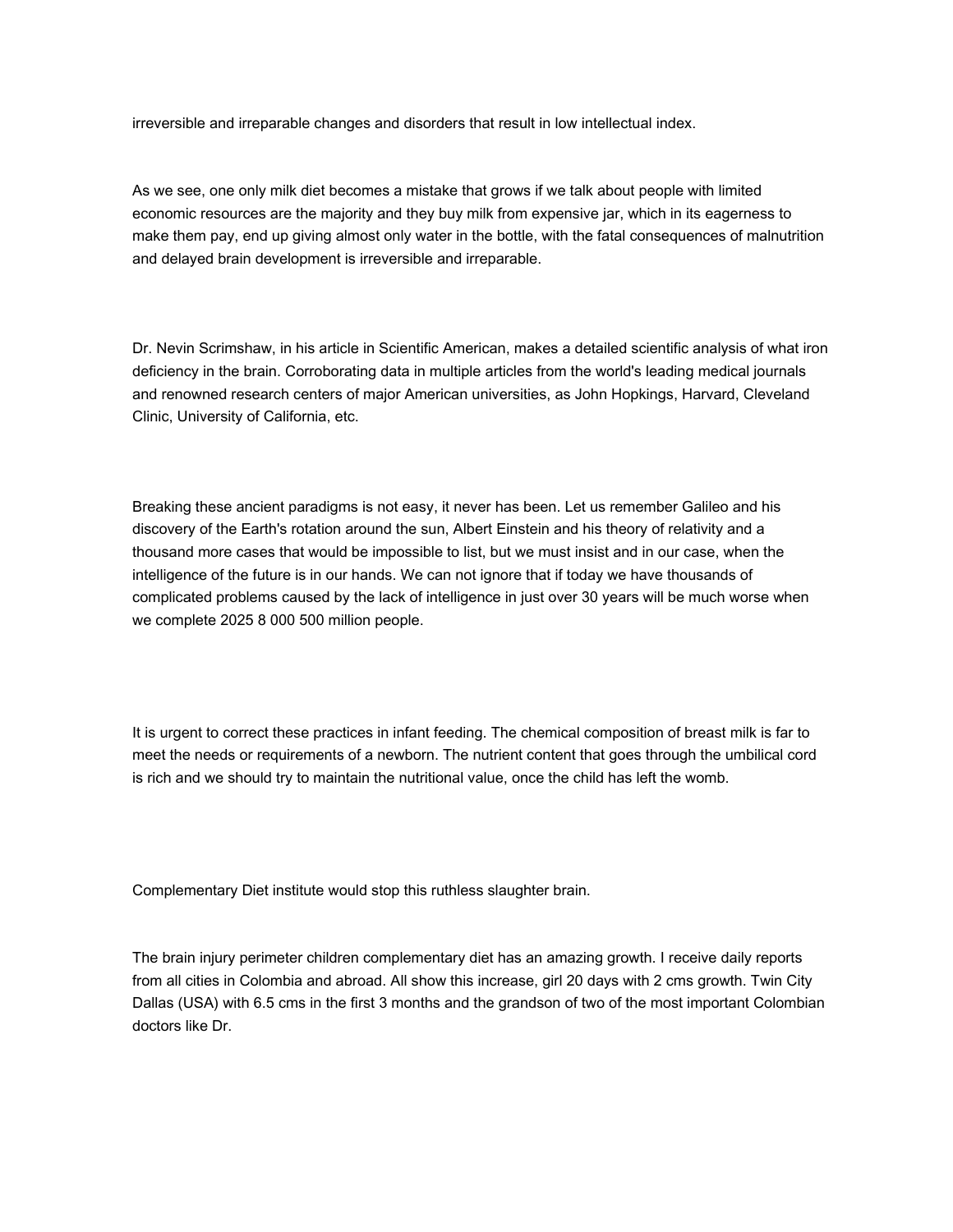irreversible and irreparable changes and disorders that result in low intellectual index.

As we see, one only milk diet becomes a mistake that grows if we talk about people with limited economic resources are the majority and they buy milk from expensive jar, which in its eagerness to make them pay, end up giving almost only water in the bottle, with the fatal consequences of malnutrition and delayed brain development is irreversible and irreparable.

Dr. Nevin Scrimshaw, in his article in Scientific American, makes a detailed scientific analysis of what iron deficiency in the brain. Corroborating data in multiple articles from the world's leading medical journals and renowned research centers of major American universities, as John Hopkings, Harvard, Cleveland Clinic, University of California, etc.

Breaking these ancient paradigms is not easy, it never has been. Let us remember Galileo and his discovery of the Earth's rotation around the sun, Albert Einstein and his theory of relativity and a thousand more cases that would be impossible to list, but we must insist and in our case, when the intelligence of the future is in our hands. We can not ignore that if today we have thousands of complicated problems caused by the lack of intelligence in just over 30 years will be much worse when we complete 2025 8 000 500 million people.

It is urgent to correct these practices in infant feeding. The chemical composition of breast milk is far to meet the needs or requirements of a newborn. The nutrient content that goes through the umbilical cord is rich and we should try to maintain the nutritional value, once the child has left the womb.

Complementary Diet institute would stop this ruthless slaughter brain.

The brain injury perimeter children complementary diet has an amazing growth. I receive daily reports from all cities in Colombia and abroad. All show this increase, girl 20 days with 2 cms growth. Twin City Dallas (USA) with 6.5 cms in the first 3 months and the grandson of two of the most important Colombian doctors like Dr.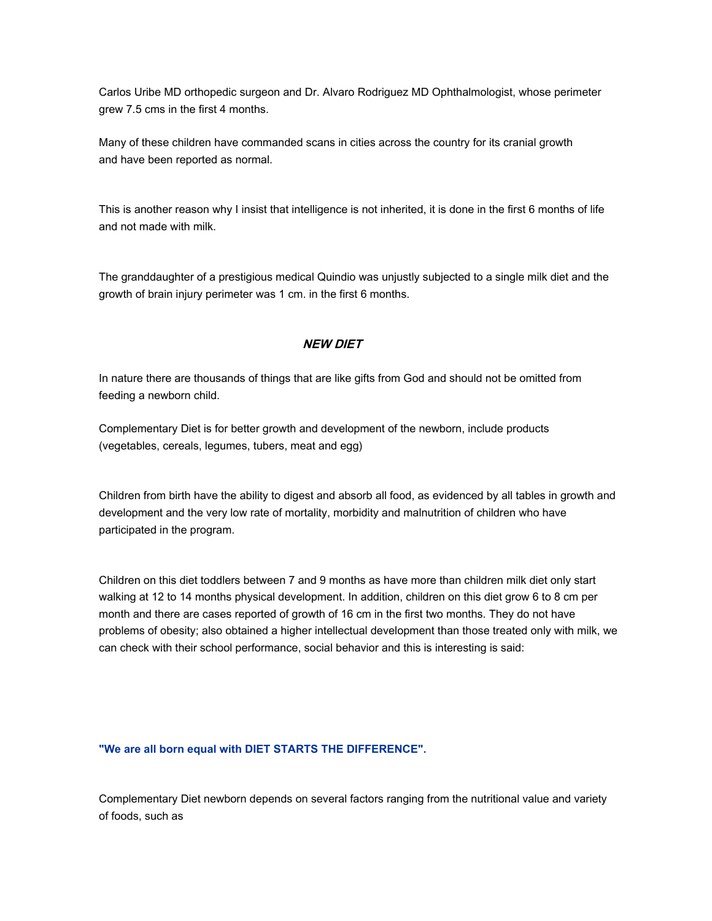Carlos Uribe MD orthopedic surgeon and Dr. Alvaro Rodriguez MD Ophthalmologist, whose perimeter grew 7.5 cms in the first 4 months.

Many of these children have commanded scans in cities across the country for its cranial growth and have been reported as normal.

This is another reason why I insist that intelligence is not inherited, it is done in the first 6 months of life and not made with milk.

The granddaughter of a prestigious medical Quindio was unjustly subjected to a single milk diet and the growth of brain injury perimeter was 1 cm. in the first 6 months.

## ***NEW DIET***

In nature there are thousands of things that are like gifts from God and should not be omitted from feeding a newborn child.

Complementary Diet is for better growth and development of the newborn, include products (vegetables, cereals, legumes, tubers, meat and egg)

Children from birth have the ability to digest and absorb all food, as evidenced by all tables in growth and development and the very low rate of mortality, morbidity and malnutrition of children who have participated in the program.

Children on this diet toddlers between 7 and 9 months as have more than children milk diet only start walking at 12 to 14 months physical development. In addition, children on this diet grow 6 to 8 cm per month and there are cases reported of growth of 16 cm in the first two months. They do not have problems of obesity; also obtained a higher intellectual development than those treated only with milk, we can check with their school performance, social behavior and this is interesting is said:

**"We are all born equal with DIET STARTS THE DIFFERENCE".**

Complementary Diet newborn depends on several factors ranging from the nutritional value and variety of foods, such as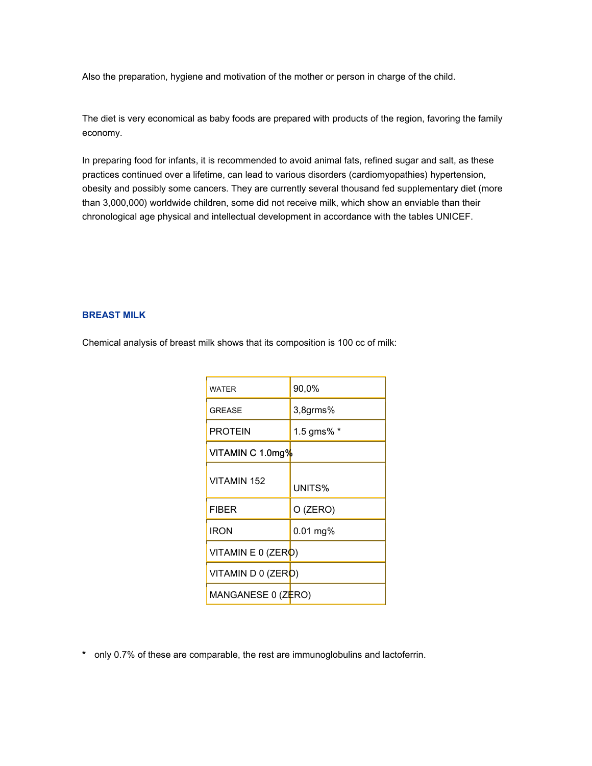Also the preparation, hygiene and motivation of the mother or person in charge of the child.

The diet is very economical as baby foods are prepared with products of the region, favoring the family economy.

In preparing food for infants, it is recommended to avoid animal fats, refined sugar and salt, as these practices continued over a lifetime, can lead to various disorders (cardiomyopathies) hypertension, obesity and possibly some cancers. They are currently several thousand fed supplementary diet (more than 3,000,000) worldwide children, some did not receive milk, which show an enviable than their chronological age physical and intellectual development in accordance with the tables UNICEF.

## BREAST MILK

Chemical analysis of breast milk shows that its composition is 100 cc of milk:

| | |
|---|---|
| WATER | 90,0% |
| GREASE | 3,8grms% |
| PROTEIN | 1.5 gms% * |
| VITAMIN C 1.0mg% | |
| VITAMIN 152 | UNITS% |
| FIBER | O (ZERO) |
| IRON | 0.01 mg% |
| VITAMIN E 0 (ZERO) | |
| VITAMIN D 0 (ZERO) | |
| MANGANESE 0 (ZERO) | |

\* only 0.7% of these are comparable, the rest are immunoglobulins and lactoferrin.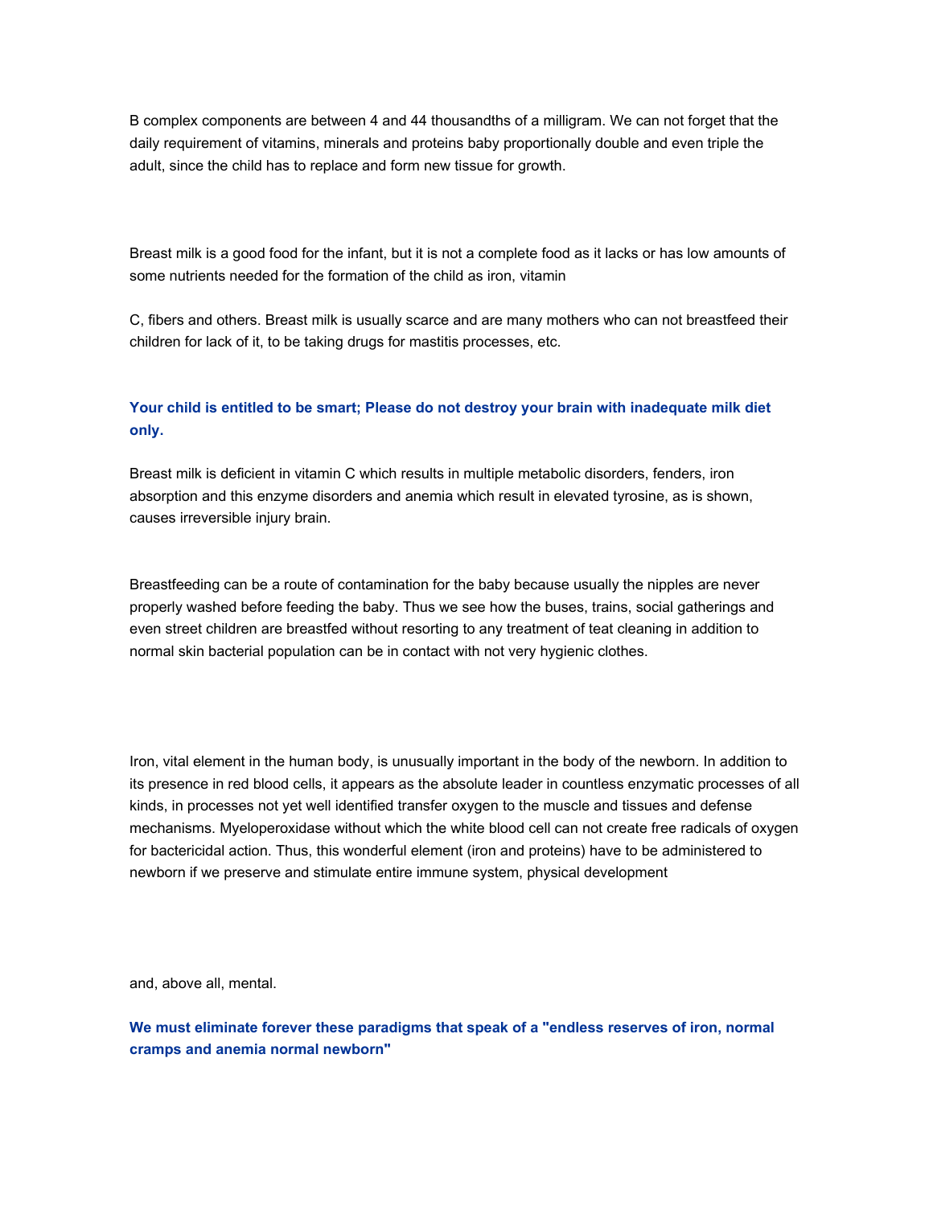B complex components are between 4 and 44 thousandths of a milligram. We can not forget that the daily requirement of vitamins, minerals and proteins baby proportionally double and even triple the adult, since the child has to replace and form new tissue for growth.

Breast milk is a good food for the infant, but it is not a complete food as it lacks or has low amounts of some nutrients needed for the formation of the child as iron, vitamin

C, fibers and others. Breast milk is usually scarce and are many mothers who can not breastfeed their children for lack of it, to be taking drugs for mastitis processes, etc.

**Your child is entitled to be smart; Please do not destroy your brain with inadequate milk diet only.**

Breast milk is deficient in vitamin C which results in multiple metabolic disorders, fenders, iron absorption and this enzyme disorders and anemia which result in elevated tyrosine, as is shown, causes irreversible injury brain.

Breastfeeding can be a route of contamination for the baby because usually the nipples are never properly washed before feeding the baby. Thus we see how the buses, trains, social gatherings and even street children are breastfed without resorting to any treatment of teat cleaning in addition to normal skin bacterial population can be in contact with not very hygienic clothes.

Iron, vital element in the human body, is unusually important in the body of the newborn. In addition to its presence in red blood cells, it appears as the absolute leader in countless enzymatic processes of all kinds, in processes not yet well identified transfer oxygen to the muscle and tissues and defense mechanisms. Myeloperoxidase without which the white blood cell can not create free radicals of oxygen for bactericidal action. Thus, this wonderful element (iron and proteins) have to be administered to newborn if we preserve and stimulate entire immune system, physical development

and, above all, mental.

**We must eliminate forever these paradigms that speak of a "endless reserves of iron, normal cramps and anemia normal newborn"**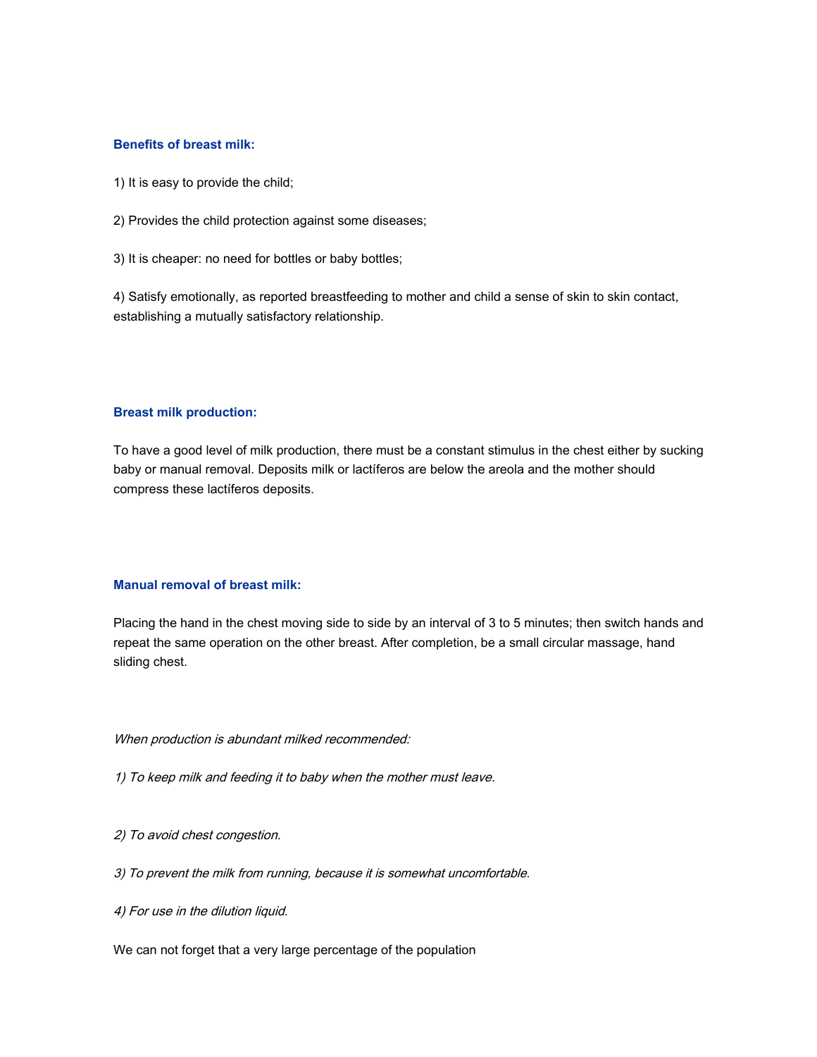**Benefits of breast milk:**

1) It is easy to provide the child;

2) Provides the child protection against some diseases;

3) It is cheaper: no need for bottles or baby bottles;

4) Satisfy emotionally, as reported breastfeeding to mother and child a sense of skin to skin contact, establishing a mutually satisfactory relationship.

**Breast milk production:**

To have a good level of milk production, there must be a constant stimulus in the chest either by sucking baby or manual removal. Deposits milk or lactíferos are below the areola and the mother should compress these lactíferos deposits.

**Manual removal of breast milk:**

Placing the hand in the chest moving side to side by an interval of 3 to 5 minutes; then switch hands and repeat the same operation on the other breast. After completion, be a small circular massage, hand sliding chest.

*When production is abundant milked recommended:*

*1) To keep milk and feeding it to baby when the mother must leave.*

*2) To avoid chest congestion.*

*3) To prevent the milk from running, because it is somewhat uncomfortable.*

*4) For use in the dilution liquid.*

We can not forget that a very large percentage of the population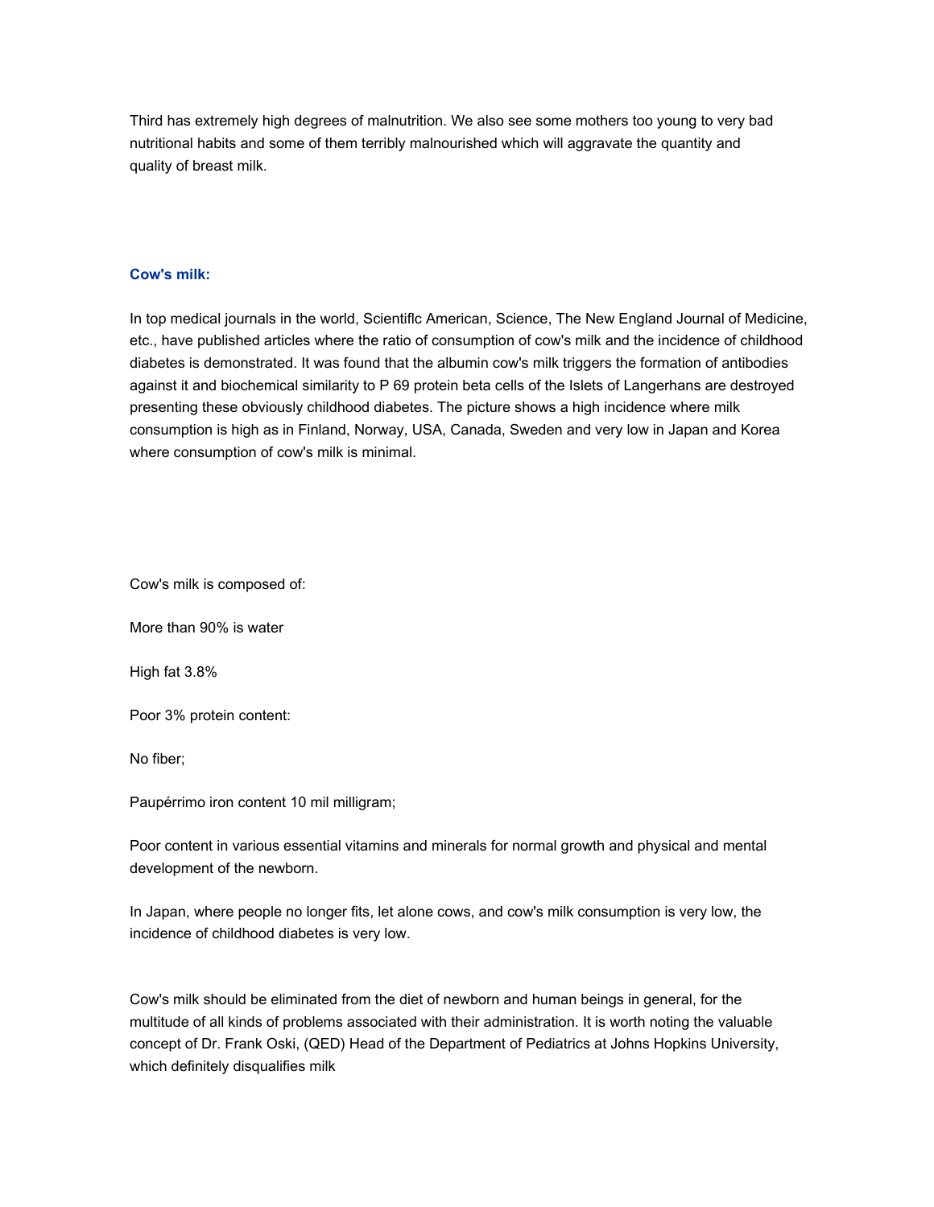Third has extremely high degrees of malnutrition. We also see some mothers too young to very bad nutritional habits and some of them terribly malnourished which will aggravate the quantity and quality of breast milk.

**Cow's milk:**

In top medical journals in the world, Scientiflc American, Science, The New England Journal of Medicine, etc., have published articles where the ratio of consumption of cow's milk and the incidence of childhood diabetes is demonstrated. It was found that the albumin cow's milk triggers the formation of antibodies against it and biochemical similarity to P 69 protein beta cells of the Islets of Langerhans are destroyed presenting these obviously childhood diabetes. The picture shows a high incidence where milk consumption is high as in Finland, Norway, USA, Canada, Sweden and very low in Japan and Korea where consumption of cow's milk is minimal.

Cow's milk is composed of:

More than 90% is water

High fat 3.8%

Poor 3% protein content:

No fiber;

Paupérrimo iron content 10 mil milligram;

Poor content in various essential vitamins and minerals for normal growth and physical and mental development of the newborn.

In Japan, where people no longer fits, let alone cows, and cow's milk consumption is very low, the incidence of childhood diabetes is very low.

Cow's milk should be eliminated from the diet of newborn and human beings in general, for the multitude of all kinds of problems associated with their administration. It is worth noting the valuable concept of Dr. Frank Oski, (QED) Head of the Department of Pediatrics at Johns Hopkins University, which definitely disqualifies milk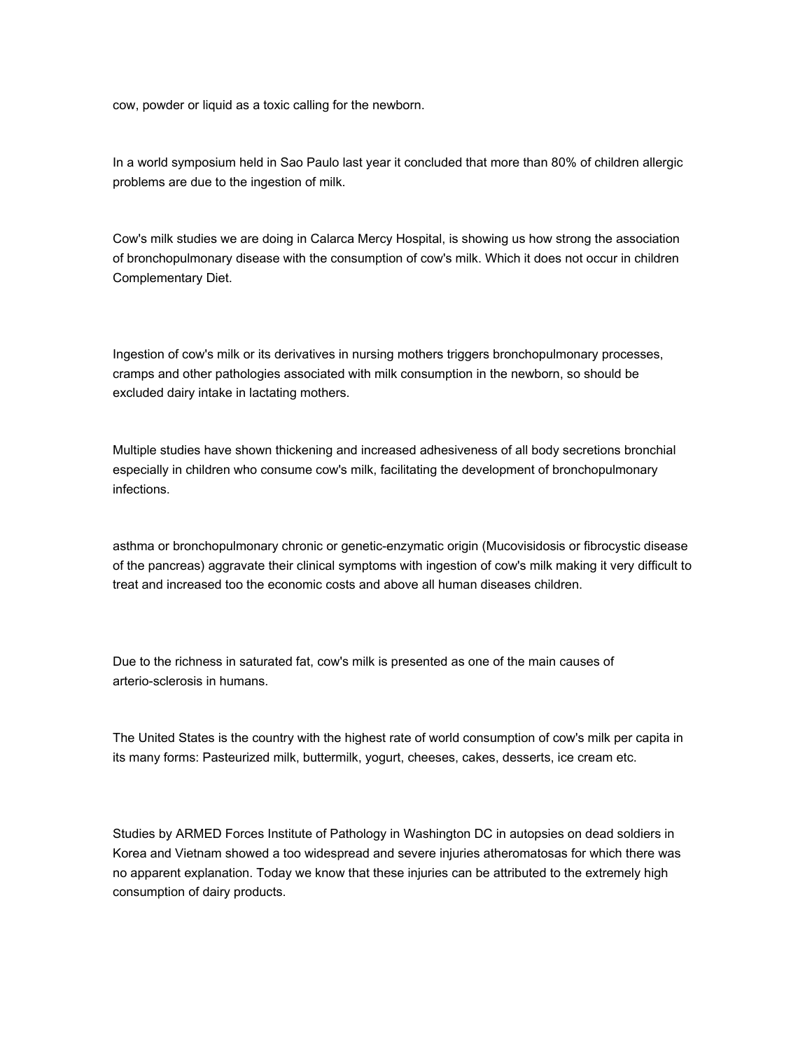cow, powder or liquid as a toxic calling for the newborn.

In a world symposium held in Sao Paulo last year it concluded that more than 80% of children allergic problems are due to the ingestion of milk.

Cow's milk studies we are doing in Calarca Mercy Hospital, is showing us how strong the association of bronchopulmonary disease with the consumption of cow's milk. Which it does not occur in children Complementary Diet.

Ingestion of cow's milk or its derivatives in nursing mothers triggers bronchopulmonary processes, cramps and other pathologies associated with milk consumption in the newborn, so should be excluded dairy intake in lactating mothers.

Multiple studies have shown thickening and increased adhesiveness of all body secretions bronchial especially in children who consume cow's milk, facilitating the development of bronchopulmonary infections.

asthma or bronchopulmonary chronic or genetic-enzymatic origin (Mucovisidosis or fibrocystic disease of the pancreas) aggravate their clinical symptoms with ingestion of cow's milk making it very difficult to treat and increased too the economic costs and above all human diseases children.

Due to the richness in saturated fat, cow's milk is presented as one of the main causes of arterio-sclerosis in humans.

The United States is the country with the highest rate of world consumption of cow's milk per capita in its many forms: Pasteurized milk, buttermilk, yogurt, cheeses, cakes, desserts, ice cream etc.

Studies by ARMED Forces Institute of Pathology in Washington DC in autopsies on dead soldiers in Korea and Vietnam showed a too widespread and severe injuries atheromatosas for which there was no apparent explanation. Today we know that these injuries can be attributed to the extremely high consumption of dairy products.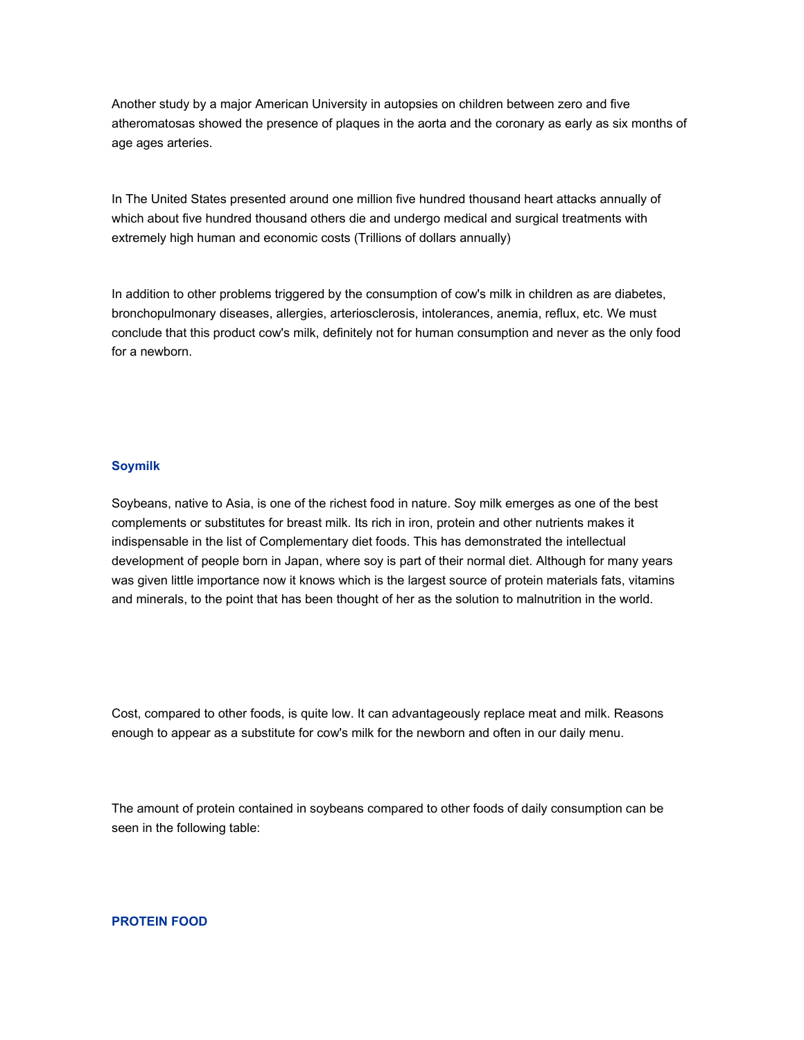Another study by a major American University in autopsies on children between zero and five atheromatosas showed the presence of plaques in the aorta and the coronary as early as six months of age ages arteries.

In The United States presented around one million five hundred thousand heart attacks annually of which about five hundred thousand others die and undergo medical and surgical treatments with extremely high human and economic costs (Trillions of dollars annually)

In addition to other problems triggered by the consumption of cow's milk in children as are diabetes, bronchopulmonary diseases, allergies, arteriosclerosis, intolerances, anemia, reflux, etc. We must conclude that this product cow's milk, definitely not for human consumption and never as the only food for a newborn.

### Soymilk

Soybeans, native to Asia, is one of the richest food in nature. Soy milk emerges as one of the best complements or substitutes for breast milk. Its rich in iron, protein and other nutrients makes it indispensable in the list of Complementary diet foods. This has demonstrated the intellectual development of people born in Japan, where soy is part of their normal diet. Although for many years was given little importance now it knows which is the largest source of protein materials fats, vitamins and minerals, to the point that has been thought of her as the solution to malnutrition in the world.

Cost, compared to other foods, is quite low. It can advantageously replace meat and milk. Reasons enough to appear as a substitute for cow's milk for the newborn and often in our daily menu.

The amount of protein contained in soybeans compared to other foods of daily consumption can be seen in the following table:

### PROTEIN FOOD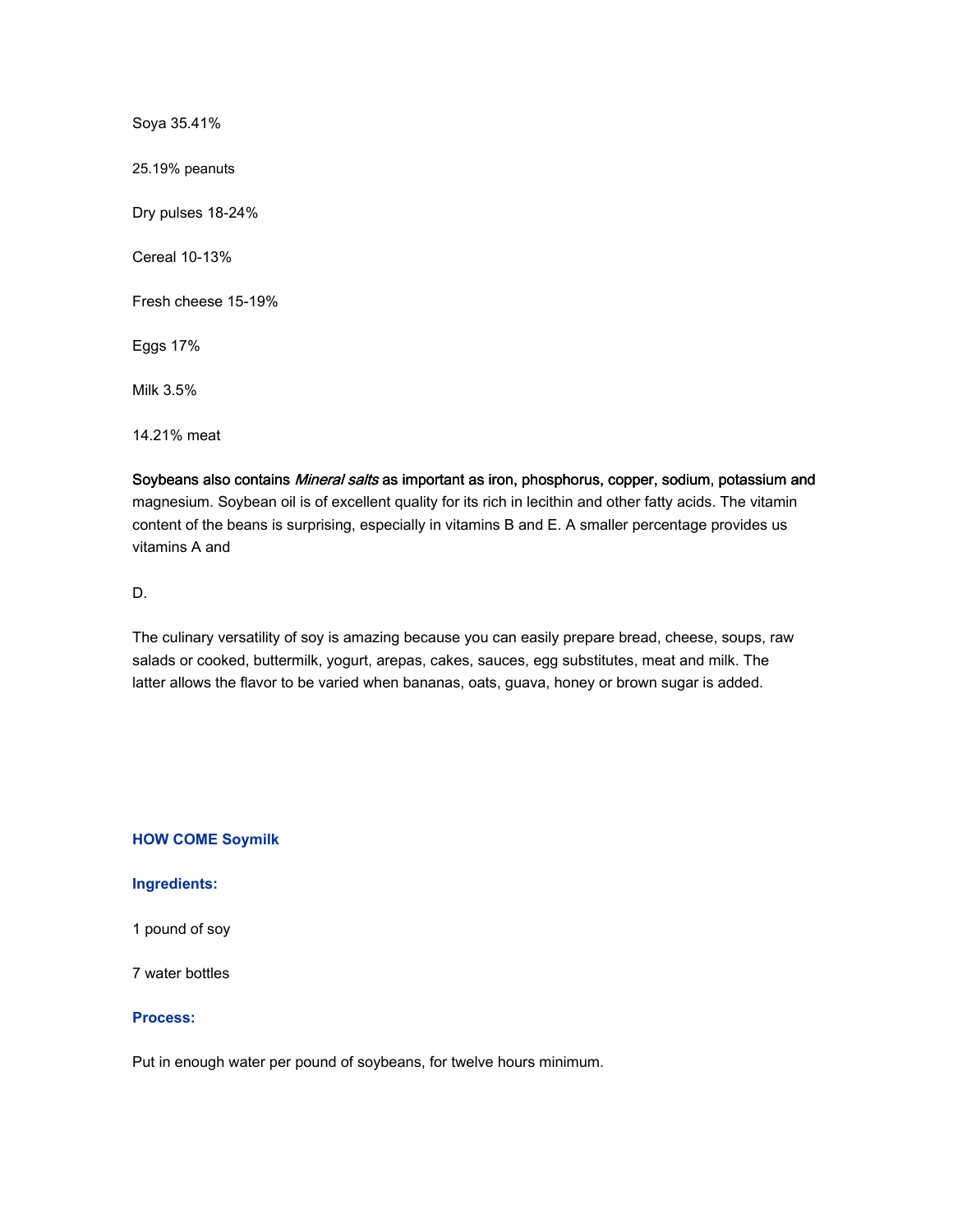Soya 35.41%

25.19% peanuts

Dry pulses 18-24%

Cereal 10-13%

Fresh cheese 15-19%

Eggs 17%

Milk 3.5%

14.21% meat

Soybeans also contains *Mineral salts* as important as iron, phosphorus, copper, sodium, potassium and magnesium. Soybean oil is of excellent quality for its rich in lecithin and other fatty acids. The vitamin content of the beans is surprising, especially in vitamins B and E. A smaller percentage provides us vitamins A and

D.

The culinary versatility of soy is amazing because you can easily prepare bread, cheese, soups, raw salads or cooked, buttermilk, yogurt, arepas, cakes, sauces, egg substitutes, meat and milk. The latter allows the flavor to be varied when bananas, oats, guava, honey or brown sugar is added.

### HOW COME Soymilk

**Ingredients:**

1 pound of soy

7 water bottles

**Process:**

Put in enough water per pound of soybeans, for twelve hours minimum.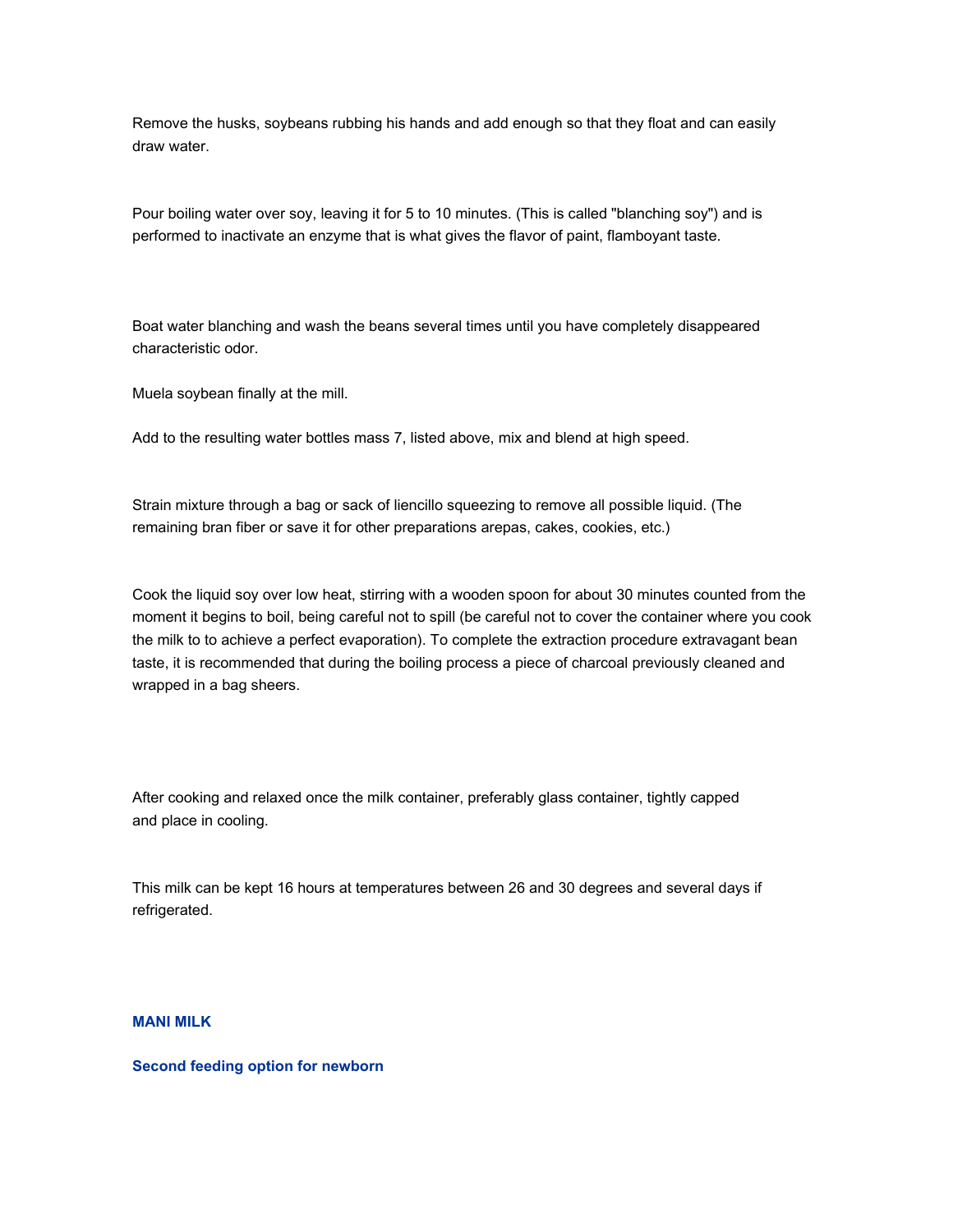Remove the husks, soybeans rubbing his hands and add enough so that they float and can easily draw water.

Pour boiling water over soy, leaving it for 5 to 10 minutes. (This is called "blanching soy") and is performed to inactivate an enzyme that is what gives the flavor of paint, flamboyant taste.

Boat water blanching and wash the beans several times until you have completely disappeared characteristic odor.

Muela soybean finally at the mill.

Add to the resulting water bottles mass 7, listed above, mix and blend at high speed.

Strain mixture through a bag or sack of liencillo squeezing to remove all possible liquid. (The remaining bran fiber or save it for other preparations arepas, cakes, cookies, etc.)

Cook the liquid soy over low heat, stirring with a wooden spoon for about 30 minutes counted from the moment it begins to boil, being careful not to spill (be careful not to cover the container where you cook the milk to to achieve a perfect evaporation). To complete the extraction procedure extravagant bean taste, it is recommended that during the boiling process a piece of charcoal previously cleaned and wrapped in a bag sheers.

After cooking and relaxed once the milk container, preferably glass container, tightly capped and place in cooling.

This milk can be kept 16 hours at temperatures between 26 and 30 degrees and several days if refrigerated.

## MANI MILK

### Second feeding option for newborn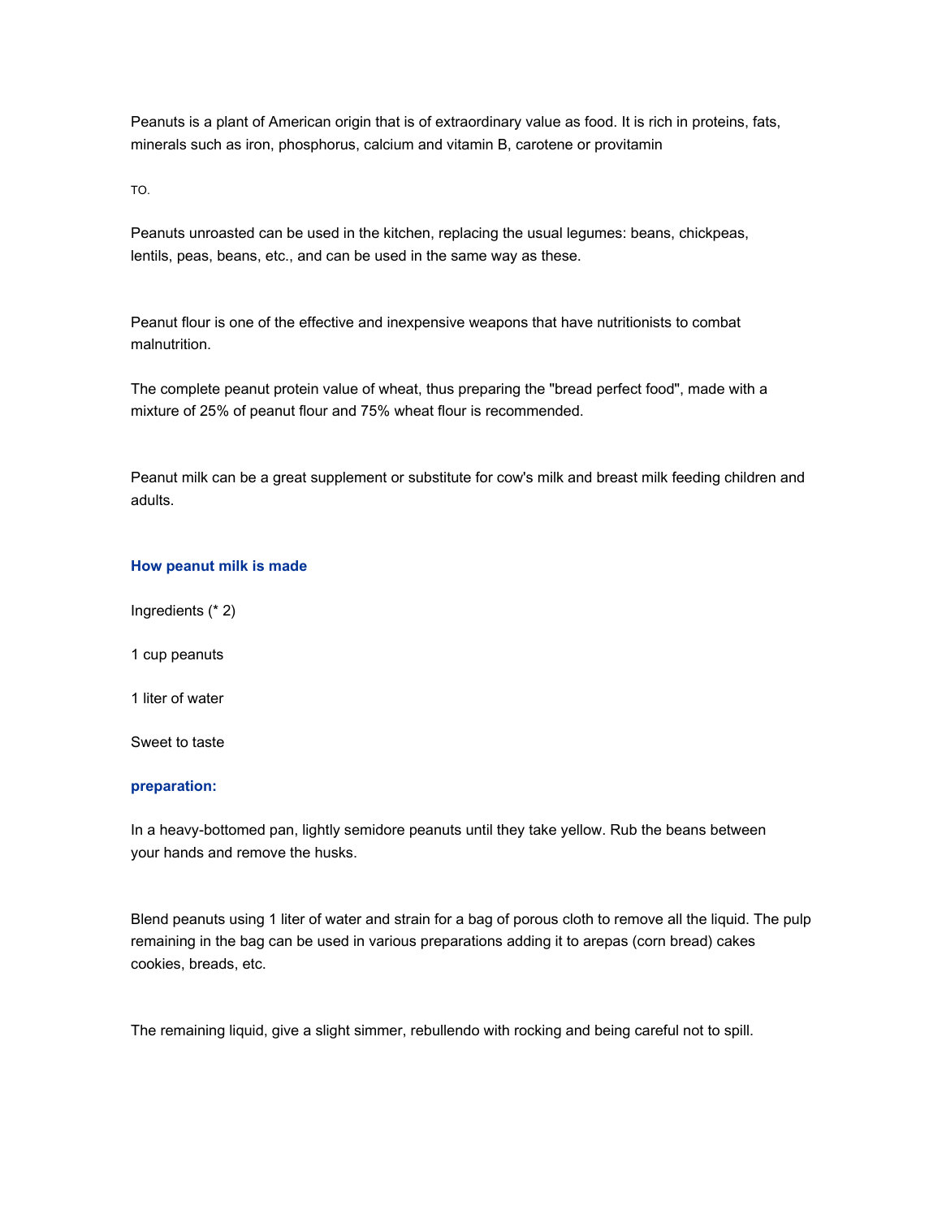Peanuts is a plant of American origin that is of extraordinary value as food. It is rich in proteins, fats, minerals such as iron, phosphorus, calcium and vitamin B, carotene or provitamin

TO.

Peanuts unroasted can be used in the kitchen, replacing the usual legumes: beans, chickpeas, lentils, peas, beans, etc., and can be used in the same way as these.

Peanut flour is one of the effective and inexpensive weapons that have nutritionists to combat malnutrition.

The complete peanut protein value of wheat, thus preparing the "bread perfect food", made with a mixture of 25% of peanut flour and 75% wheat flour is recommended.

Peanut milk can be a great supplement or substitute for cow's milk and breast milk feeding children and adults.

### How peanut milk is made

Ingredients (* 2)

1 cup peanuts

1 liter of water

Sweet to taste

### preparation:

In a heavy-bottomed pan, lightly semidore peanuts until they take yellow. Rub the beans between your hands and remove the husks.

Blend peanuts using 1 liter of water and strain for a bag of porous cloth to remove all the liquid. The pulp remaining in the bag can be used in various preparations adding it to arepas (corn bread) cakes cookies, breads, etc.

The remaining liquid, give a slight simmer, rebullendo with rocking and being careful not to spill.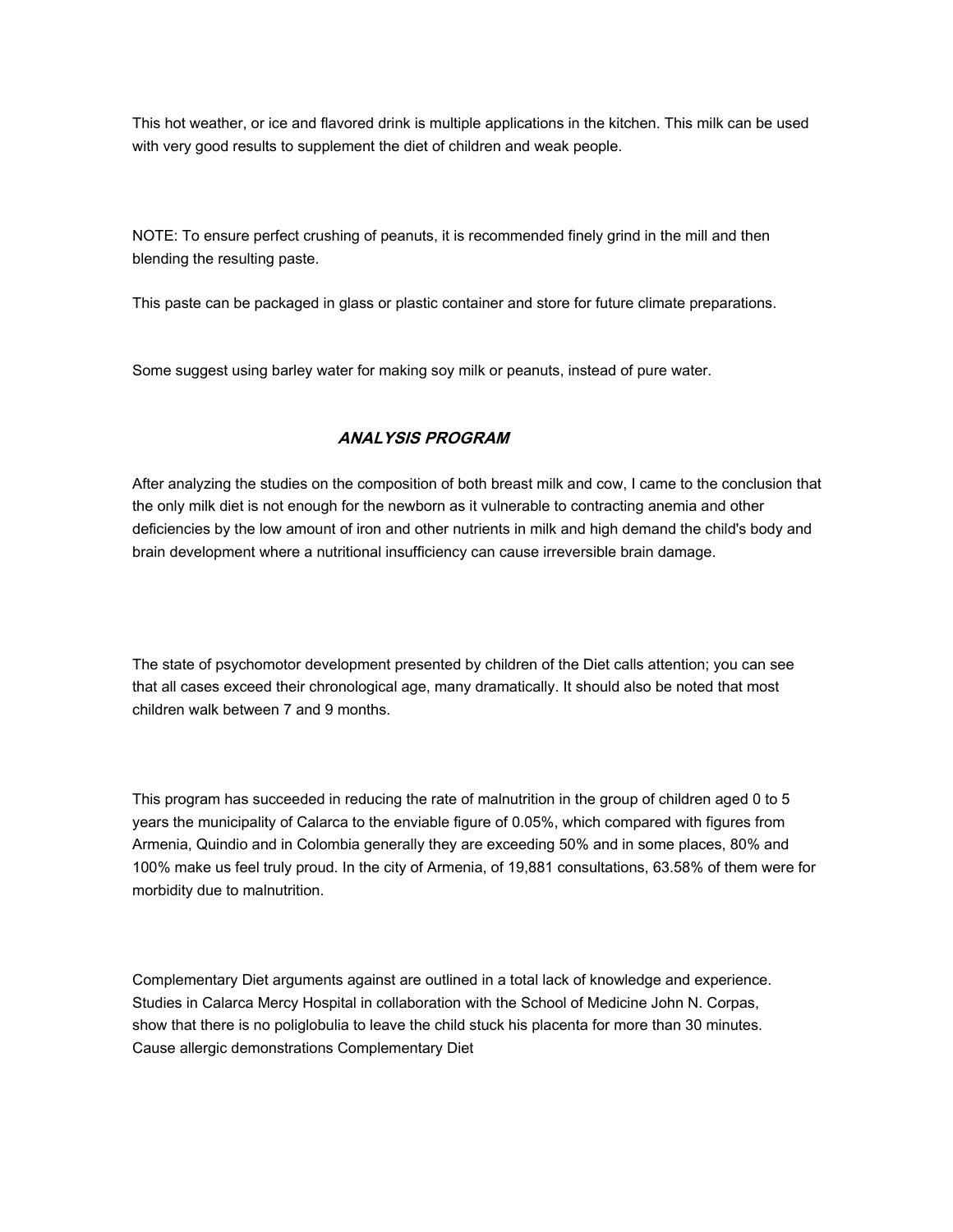This hot weather, or ice and flavored drink is multiple applications in the kitchen. This milk can be used with very good results to supplement the diet of children and weak people.

NOTE: To ensure perfect crushing of peanuts, it is recommended finely grind in the mill and then blending the resulting paste.

This paste can be packaged in glass or plastic container and store for future climate preparations.

Some suggest using barley water for making soy milk or peanuts, instead of pure water.

## ***ANALYSIS PROGRAM***

After analyzing the studies on the composition of both breast milk and cow, I came to the conclusion that the only milk diet is not enough for the newborn as it vulnerable to contracting anemia and other deficiencies by the low amount of iron and other nutrients in milk and high demand the child's body and brain development where a nutritional insufficiency can cause irreversible brain damage.

The state of psychomotor development presented by children of the Diet calls attention; you can see that all cases exceed their chronological age, many dramatically. It should also be noted that most children walk between 7 and 9 months.

This program has succeeded in reducing the rate of malnutrition in the group of children aged 0 to 5 years the municipality of Calarca to the enviable figure of 0.05%, which compared with figures from Armenia, Quindio and in Colombia generally they are exceeding 50% and in some places, 80% and 100% make us feel truly proud. In the city of Armenia, of 19,881 consultations, 63.58% of them were for morbidity due to malnutrition.

Complementary Diet arguments against are outlined in a total lack of knowledge and experience. Studies in Calarca Mercy Hospital in collaboration with the School of Medicine John N. Corpas, show that there is no poliglobulia to leave the child stuck his placenta for more than 30 minutes. Cause allergic demonstrations Complementary Diet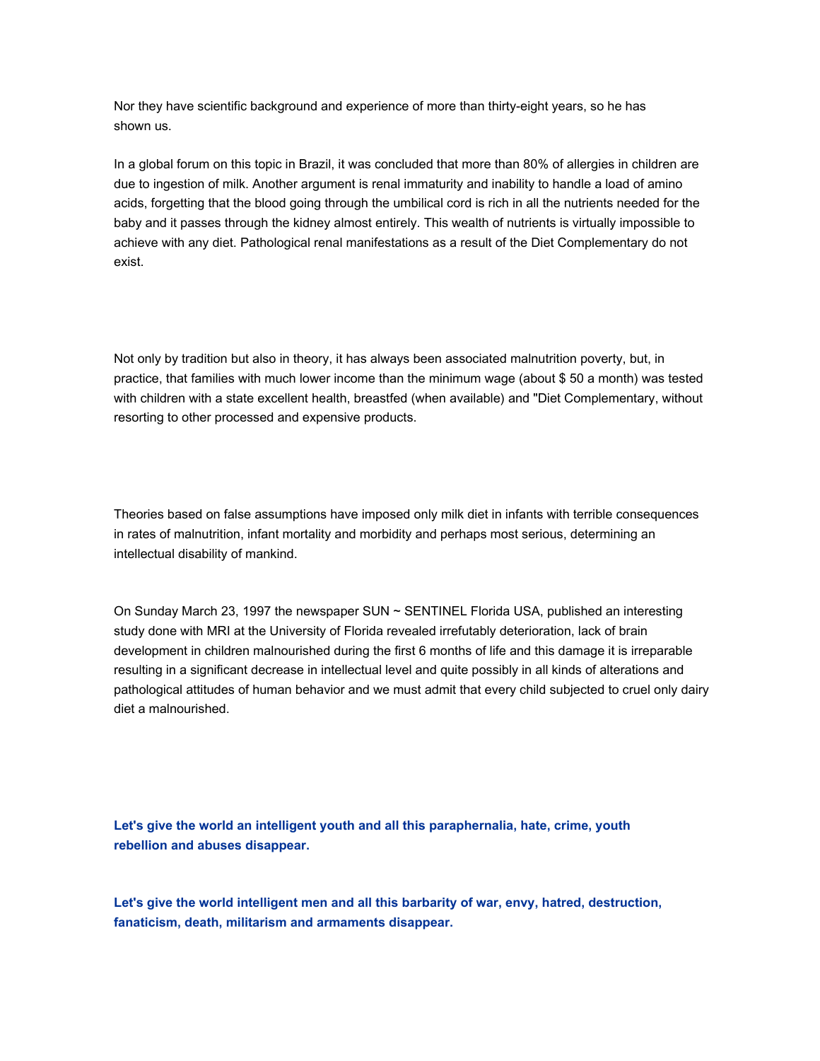Nor they have scientific background and experience of more than thirty-eight years, so he has shown us.

In a global forum on this topic in Brazil, it was concluded that more than 80% of allergies in children are due to ingestion of milk. Another argument is renal immaturity and inability to handle a load of amino acids, forgetting that the blood going through the umbilical cord is rich in all the nutrients needed for the baby and it passes through the kidney almost entirely. This wealth of nutrients is virtually impossible to achieve with any diet. Pathological renal manifestations as a result of the Diet Complementary do not exist.

Not only by tradition but also in theory, it has always been associated malnutrition poverty, but, in practice, that families with much lower income than the minimum wage (about $ 50 a month) was tested with children with a state excellent health, breastfed (when available) and "Diet Complementary, without resorting to other processed and expensive products.

Theories based on false assumptions have imposed only milk diet in infants with terrible consequences in rates of malnutrition, infant mortality and morbidity and perhaps most serious, determining an intellectual disability of mankind.

On Sunday March 23, 1997 the newspaper SUN ~ SENTINEL Florida USA, published an interesting study done with MRI at the University of Florida revealed irrefutably deterioration, lack of brain development in children malnourished during the first 6 months of life and this damage it is irreparable resulting in a significant decrease in intellectual level and quite possibly in all kinds of alterations and pathological attitudes of human behavior and we must admit that every child subjected to cruel only dairy diet a malnourished.

**Let's give the world an intelligent youth and all this paraphernalia, hate, crime, youth rebellion and abuses disappear.**

**Let's give the world intelligent men and all this barbarity of war, envy, hatred, destruction, fanaticism, death, militarism and armaments disappear.**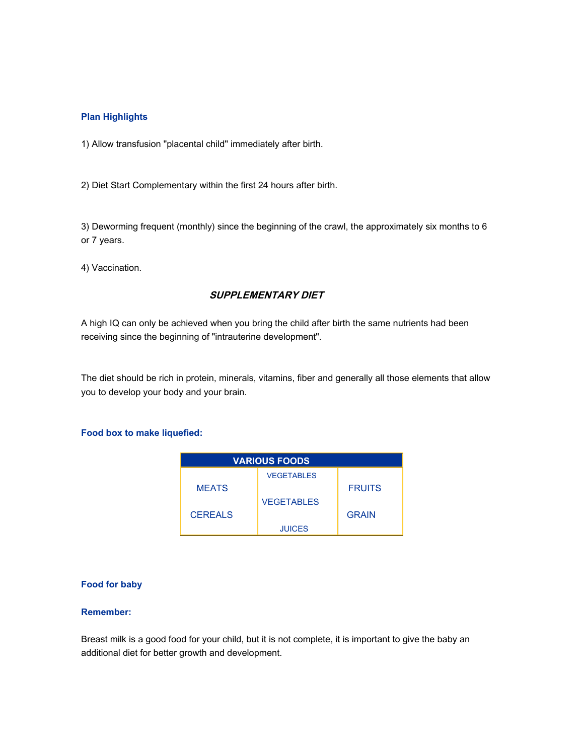### Plan Highlights

1) Allow transfusion "placental child" immediately after birth.

2) Diet Start Complementary within the first 24 hours after birth.

3) Deworming frequent (monthly) since the beginning of the crawl, the approximately six months to 6 or 7 years.

4) Vaccination.

## ***SUPPLEMENTARY DIET***

A high IQ can only be achieved when you bring the child after birth the same nutrients had been receiving since the beginning of "intrauterine development".

The diet should be rich in protein, minerals, vitamins, fiber and generally all those elements that allow you to develop your body and your brain.

### Food box to make liquefied:

| VARIOUS FOODS | | |
|---|---|---|
| MEATS | VEGETABLES | FRUITS |
| | VEGETABLES | |
| CEREALS | JUICES | GRAIN |

### Food for baby

### Remember:

Breast milk is a good food for your child, but it is not complete, it is important to give the baby an additional diet for better growth and development.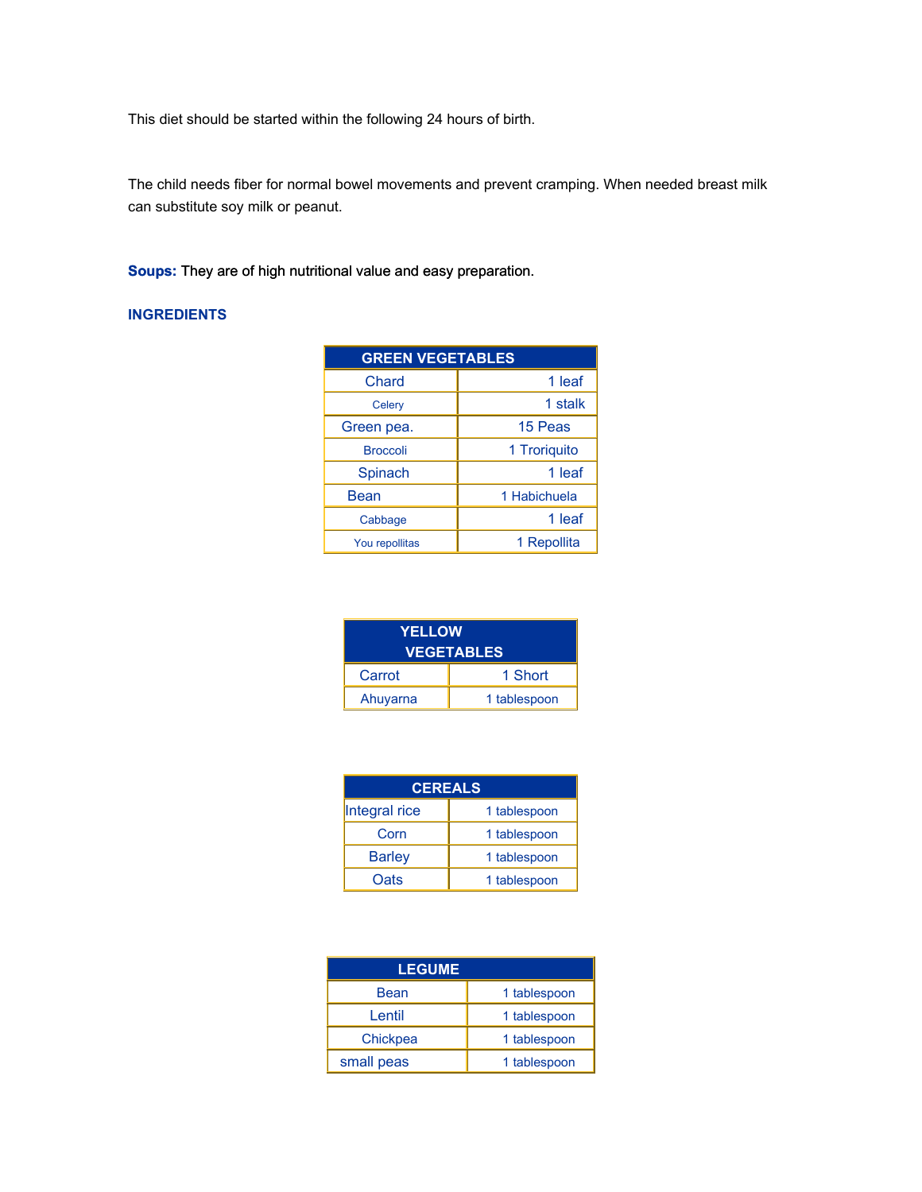This diet should be started within the following 24 hours of birth.

The child needs fiber for normal bowel movements and prevent cramping. When needed breast milk can substitute soy milk or peanut.

**Soups:** They are of high nutritional value and easy preparation.

**INGREDIENTS**

| GREEN VEGETABLES | |
|---|---|
| Chard | 1 leaf |
| Celery | 1 stalk |
| Green pea. | 15 Peas |
| Broccoli | 1 Troriquito |
| Spinach | 1 leaf |
| Bean | 1 Habichuela |
| Cabbage | 1 leaf |
| You repollitas | 1 Repollita |

| YELLOW VEGETABLES | |
|---|---|
| Carrot | 1 Short |
| Ahuyarna | 1 tablespoon |

| CEREALS | |
|---|---|
| Integral rice | 1 tablespoon |
| Corn | 1 tablespoon |
| Barley | 1 tablespoon |
| Oats | 1 tablespoon |

| LEGUME | |
|---|---|
| Bean | 1 tablespoon |
| Lentil | 1 tablespoon |
| Chickpea | 1 tablespoon |
| small peas | 1 tablespoon |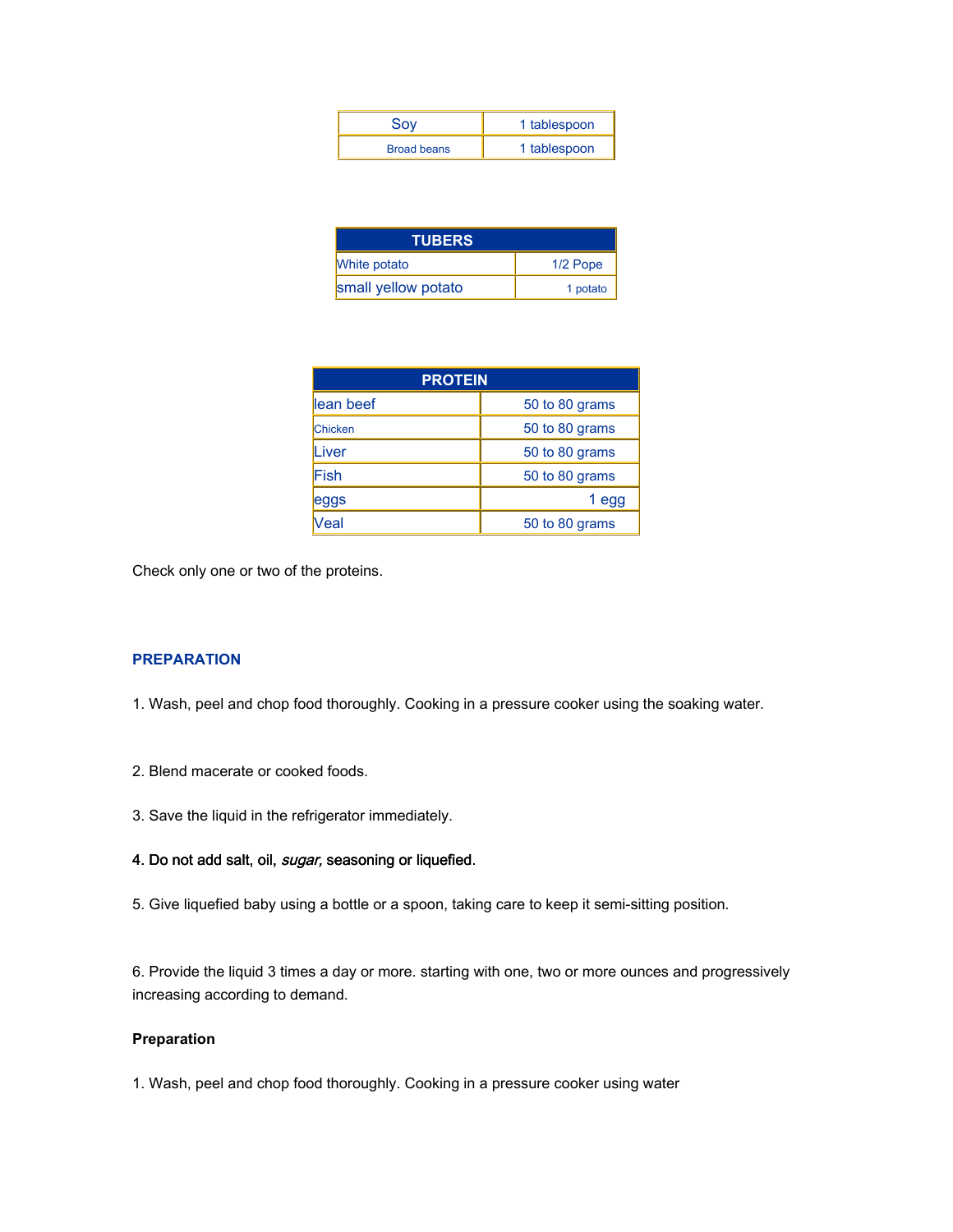| Soy | 1 tablespoon |
| --- | --- |
| Broad beans | 1 tablespoon |

| TUBERS | |
| --- | --- |
| White potato | 1/2 Pope |
| small yellow potato | 1 potato |

| PROTEIN | |
| --- | --- |
| lean beef | 50 to 80 grams |
| Chicken | 50 to 80 grams |
| Liver | 50 to 80 grams |
| Fish | 50 to 80 grams |
| eggs | 1 egg |
| Veal | 50 to 80 grams |

Check only one or two of the proteins.

## PREPARATION

1. Wash, peel and chop food thoroughly. Cooking in a pressure cooker using the soaking water.

2. Blend macerate or cooked foods.

3. Save the liquid in the refrigerator immediately.

4. Do not add salt, oil, *sugar,* seasoning or liquefied.

5. Give liquefied baby using a bottle or a spoon, taking care to keep it semi-sitting position.

6. Provide the liquid 3 times a day or more. starting with one, two or more ounces and progressively increasing according to demand.

**Preparation**

1. Wash, peel and chop food thoroughly. Cooking in a pressure cooker using water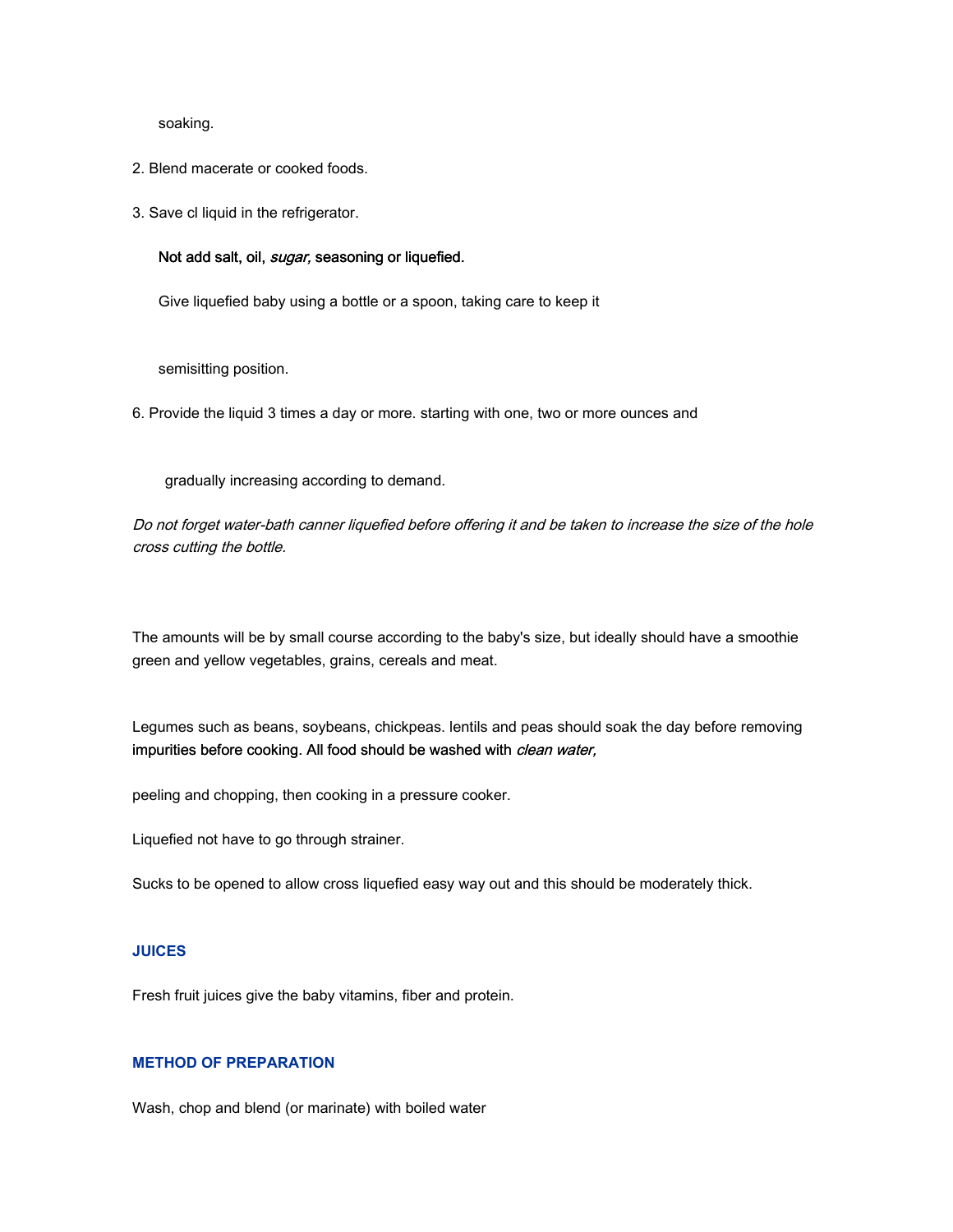soaking.

2. Blend macerate or cooked foods.

3. Save cl liquid in the refrigerator.

Not add salt, oil, *sugar,* seasoning or liquefied.

Give liquefied baby using a bottle or a spoon, taking care to keep it

semisitting position.

6. Provide the liquid 3 times a day or more. starting with one, two or more ounces and

gradually increasing according to demand.

*Do not forget water-bath canner liquefied before offering it and be taken to increase the size of the hole cross cutting the bottle.*

The amounts will be by small course according to the baby's size, but ideally should have a smoothie green and yellow vegetables, grains, cereals and meat.

Legumes such as beans, soybeans, chickpeas. lentils and peas should soak the day before removing impurities before cooking. All food should be washed with *clean water,*

peeling and chopping, then cooking in a pressure cooker.

Liquefied not have to go through strainer.

Sucks to be opened to allow cross liquefied easy way out and this should be moderately thick.

### JUICES

Fresh fruit juices give the baby vitamins, fiber and protein.

### METHOD OF PREPARATION

Wash, chop and blend (or marinate) with boiled water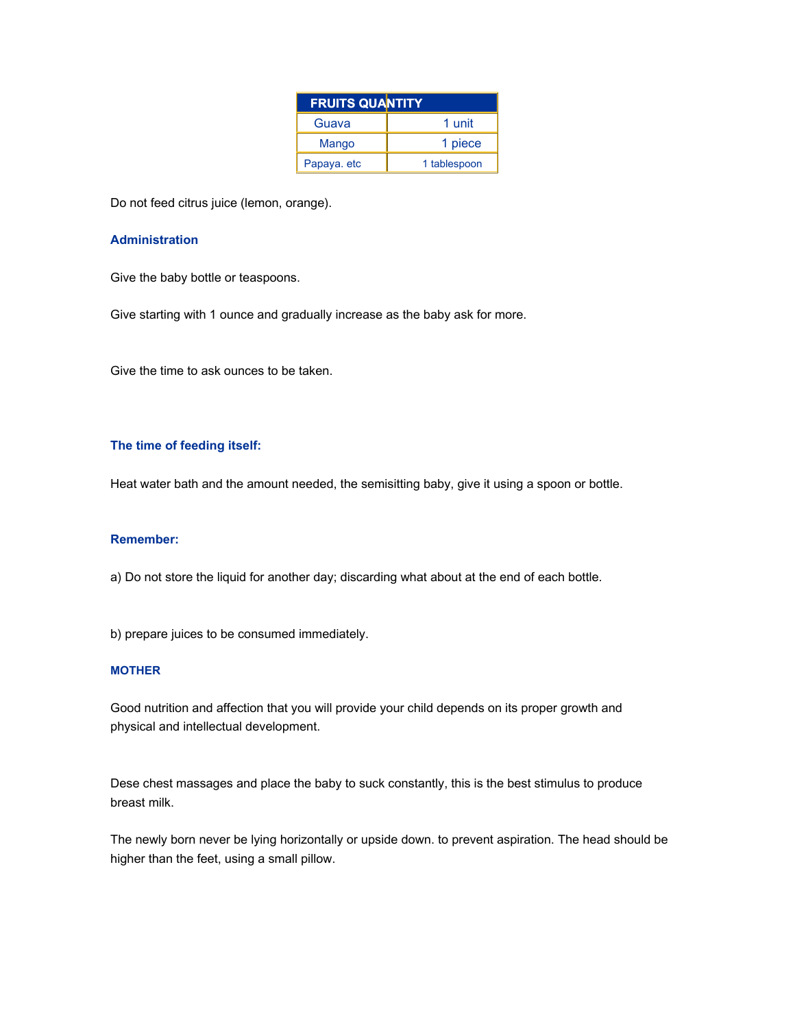| FRUITS | QUANTITY |
| --- | --- |
| Guava | 1 unit |
| Mango | 1 piece |
| Papaya. etc | 1 tablespoon |

Do not feed citrus juice (lemon, orange).

### Administration

Give the baby bottle or teaspoons.

Give starting with 1 ounce and gradually increase as the baby ask for more.

Give the time to ask ounces to be taken.

### The time of feeding itself:

Heat water bath and the amount needed, the semisitting baby, give it using a spoon or bottle.

### Remember:

a) Do not store the liquid for another day; discarding what about at the end of each bottle.

b) prepare juices to be consumed immediately.

### MOTHER

Good nutrition and affection that you will provide your child depends on its proper growth and physical and intellectual development.

Dese chest massages and place the baby to suck constantly, this is the best stimulus to produce breast milk.

The newly born never be lying horizontally or upside down. to prevent aspiration. The head should be higher than the feet, using a small pillow.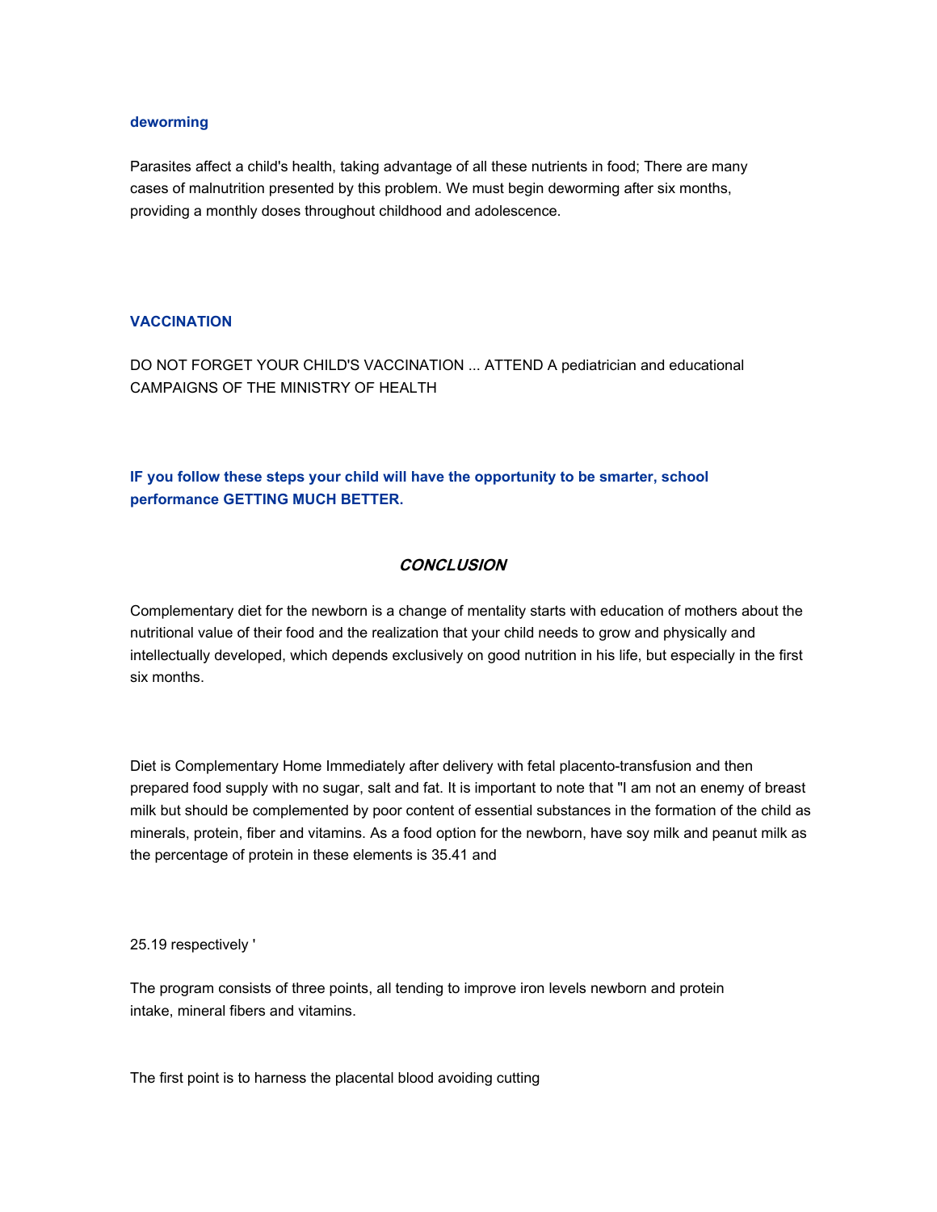**deworming**

Parasites affect a child's health, taking advantage of all these nutrients in food; There are many cases of malnutrition presented by this problem. We must begin deworming after six months, providing a monthly doses throughout childhood and adolescence.

**VACCINATION**

DO NOT FORGET YOUR CHILD'S VACCINATION ... ATTEND A pediatrician and educational CAMPAIGNS OF THE MINISTRY OF HEALTH

**IF you follow these steps your child will have the opportunity to be smarter, school performance GETTING MUCH BETTER.**

## ***CONCLUSION***

Complementary diet for the newborn is a change of mentality starts with education of mothers about the nutritional value of their food and the realization that your child needs to grow and physically and intellectually developed, which depends exclusively on good nutrition in his life, but especially in the first six months.

Diet is Complementary Home Immediately after delivery with fetal placento-transfusion and then prepared food supply with no sugar, salt and fat. It is important to note that "I am not an enemy of breast milk but should be complemented by poor content of essential substances in the formation of the child as minerals, protein, fiber and vitamins. As a food option for the newborn, have soy milk and peanut milk as the percentage of protein in these elements is 35.41 and

25.19 respectively '

The program consists of three points, all tending to improve iron levels newborn and protein intake, mineral fibers and vitamins.

The first point is to harness the placental blood avoiding cutting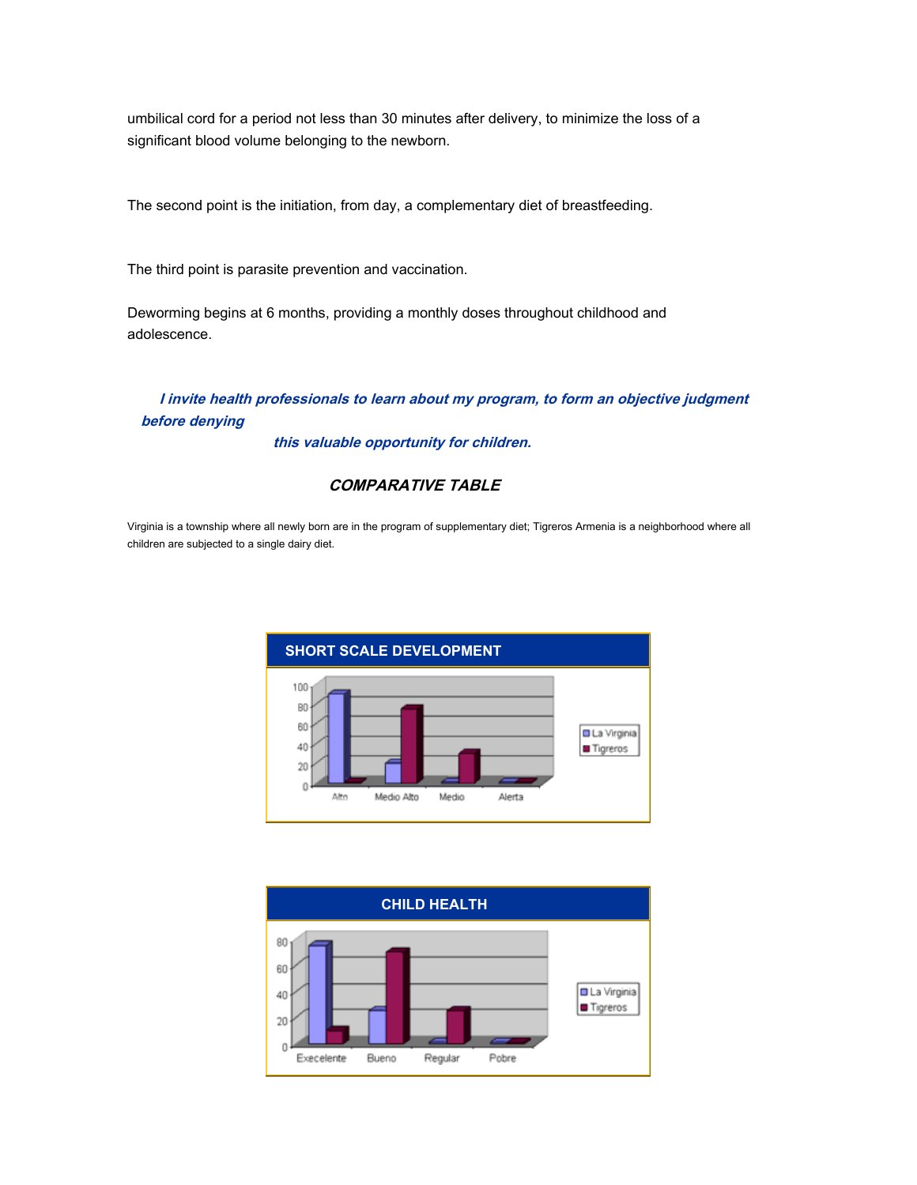umbilical cord for a period not less than 30 minutes after delivery, to minimize the loss of a significant blood volume belonging to the newborn.

The second point is the initiation, from day, a complementary diet of breastfeeding.

The third point is parasite prevention and vaccination.

Deworming begins at 6 months, providing a monthly doses throughout childhood and adolescence.

***I invite health professionals to learn about my program, to form an objective judgment before denying this valuable opportunity for children.***

### *COMPARATIVE TABLE*

Virginia is a township where all newly born are in the program of supplementary diet; Tigreros Armenia is a neighborhood where all children are subjected to a single dairy diet.

**SHORT SCALE DEVELOPMENT**

**CHILD HEALTH**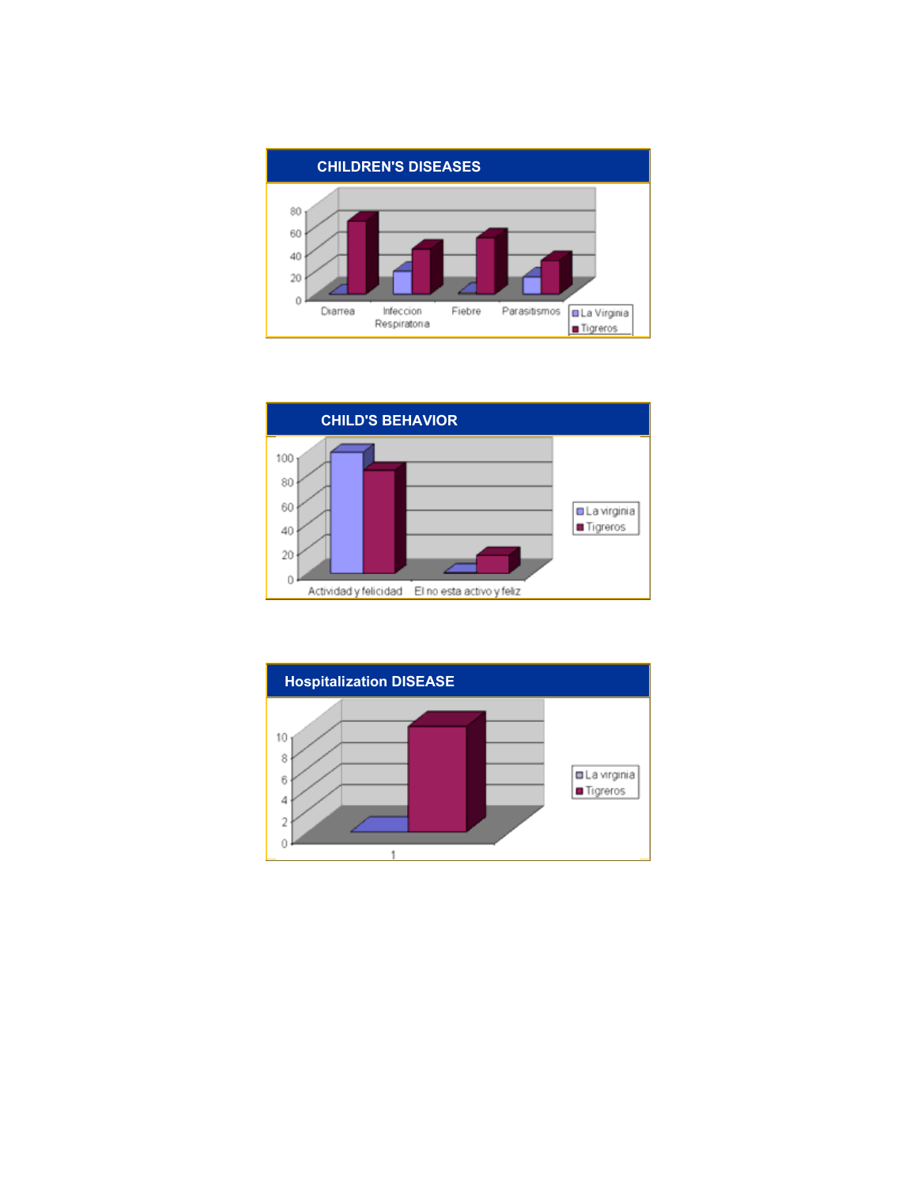## CHILDREN'S DISEASES

80
60
40
20
0

Diarrea | Infeccion Respiratoria | Fiebre | Parasitismos

■ La Virginia
■ Tigreros

## CHILD'S BEHAVIOR

100
80
60
40
20
0

Actividad y felicidad | El no esta activo y feliz

■ La virginia
■ Tigreros

## Hospitalization DISEASE

10
8
6
4
2
0

1

■ La virginia
■ Tigreros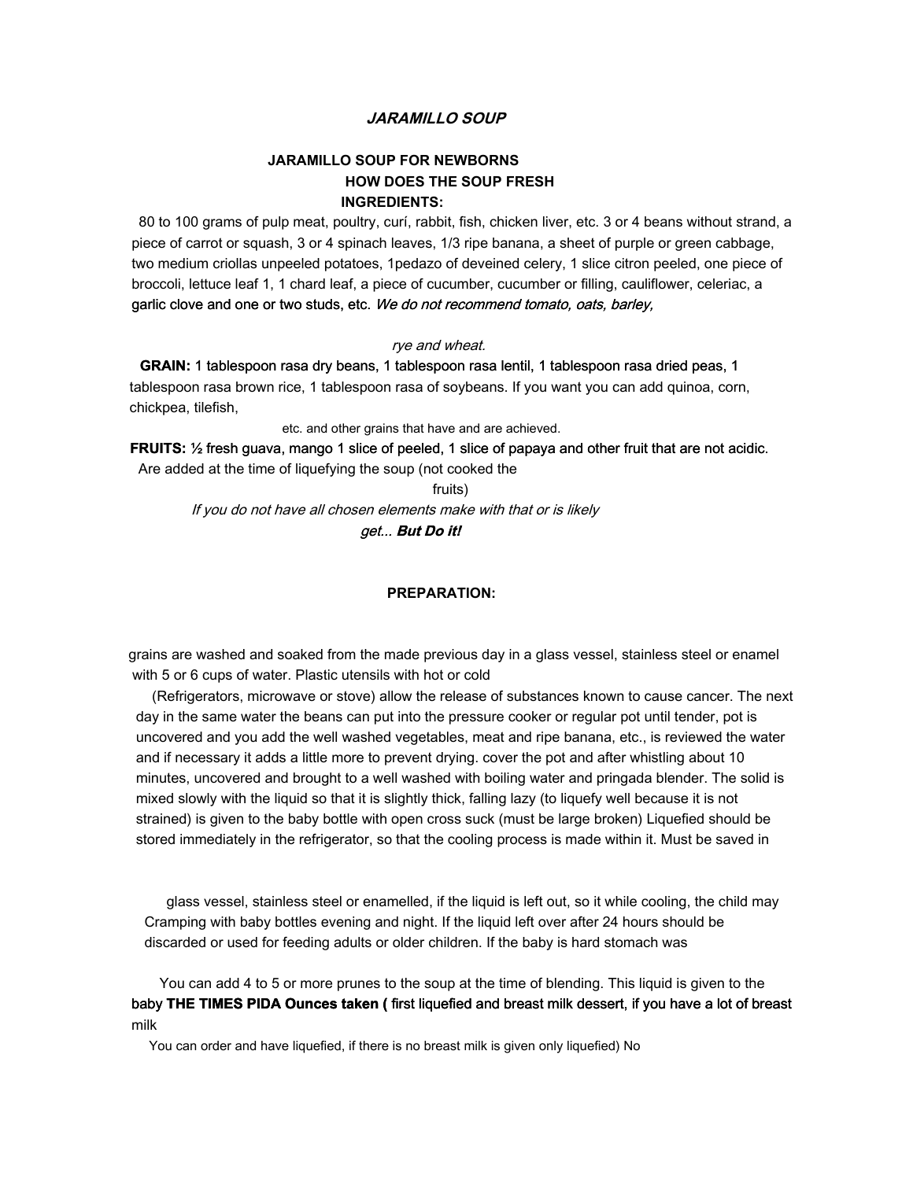### *JARAMILLO SOUP*

**JARAMILLO SOUP FOR NEWBORNS**
**HOW DOES THE SOUP FRESH**
**INGREDIENTS:**

80 to 100 grams of pulp meat, poultry, curí, rabbit, fish, chicken liver, etc. 3 or 4 beans without strand, a piece of carrot or squash, 3 or 4 spinach leaves, 1/3 ripe banana, a sheet of purple or green cabbage, two medium criollas unpeeled potatoes, 1pedazo of deveined celery, 1 slice citron peeled, one piece of broccoli, lettuce leaf 1, 1 chard leaf, a piece of cucumber, cucumber or filling, cauliflower, celeriac, a garlic clove and one or two studs, etc. *We do not recommend tomato, oats, barley,*

*rye and wheat.*

**GRAIN:** 1 tablespoon rasa dry beans, 1 tablespoon rasa lentil, 1 tablespoon rasa dried peas, 1 tablespoon rasa brown rice, 1 tablespoon rasa of soybeans. If you want you can add quinoa, corn, chickpea, tilefish,

etc. and other grains that have and are achieved.

**FRUITS:** ½ fresh guava, mango 1 slice of peeled, 1 slice of papaya and other fruit that are not acidic. Are added at the time of liquefying the soup (not cooked the

fruits)

*If you do not have all chosen elements make with that or is likely get...* ***But Do it!***

**PREPARATION:**

grains are washed and soaked from the made previous day in a glass vessel, stainless steel or enamel with 5 or 6 cups of water. Plastic utensils with hot or cold

(Refrigerators, microwave or stove) allow the release of substances known to cause cancer. The next day in the same water the beans can put into the pressure cooker or regular pot until tender, pot is uncovered and you add the well washed vegetables, meat and ripe banana, etc., is reviewed the water and if necessary it adds a little more to prevent drying. cover the pot and after whistling about 10 minutes, uncovered and brought to a well washed with boiling water and pringada blender. The solid is mixed slowly with the liquid so that it is slightly thick, falling lazy (to liquefy well because it is not strained) is given to the baby bottle with open cross suck (must be large broken) Liquefied should be stored immediately in the refrigerator, so that the cooling process is made within it. Must be saved in

glass vessel, stainless steel or enamelled, if the liquid is left out, so it while cooling, the child may Cramping with baby bottles evening and night. If the liquid left over after 24 hours should be discarded or used for feeding adults or older children. If the baby is hard stomach was

You can add 4 to 5 or more prunes to the soup at the time of blending. This liquid is given to the baby **THE TIMES PIDA Ounces taken (** first liquefied and breast milk dessert, if you have a lot of breast milk

You can order and have liquefied, if there is no breast milk is given only liquefied) No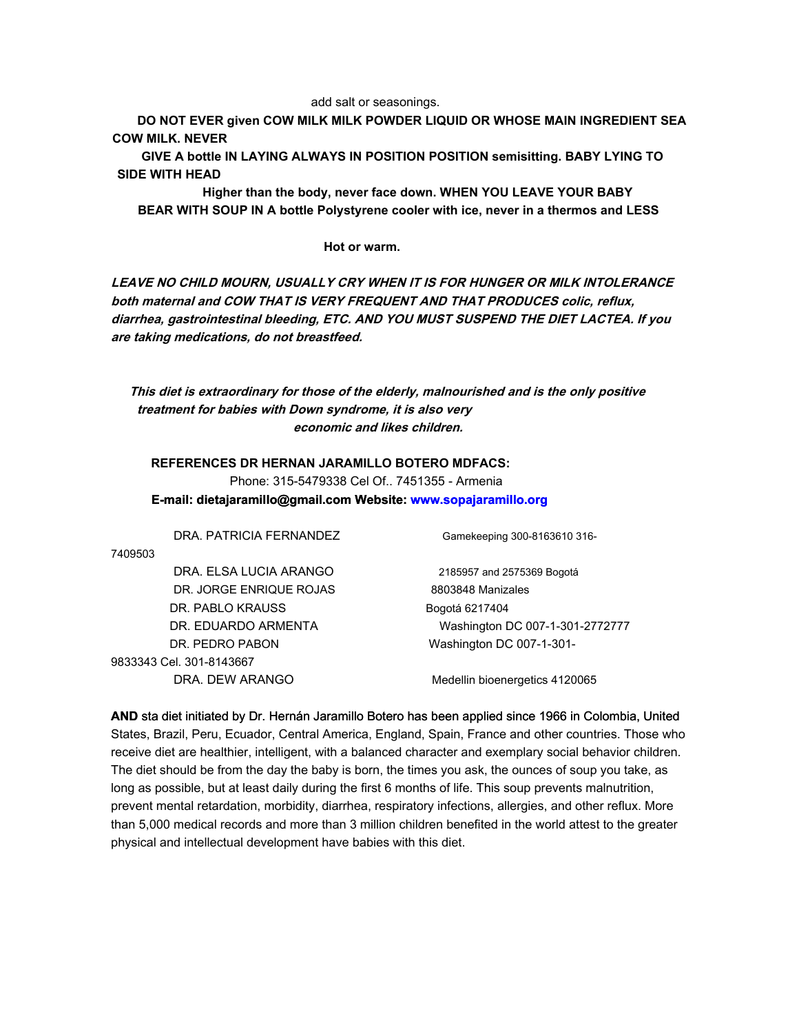add salt or seasonings.

**DO NOT EVER given COW MILK MILK POWDER LIQUID OR WHOSE MAIN INGREDIENT SEA COW MILK. NEVER**

**GIVE A bottle IN LAYING ALWAYS IN POSITION POSITION semisitting. BABY LYING TO SIDE WITH HEAD**

**Higher than the body, never face down. WHEN YOU LEAVE YOUR BABY BEAR WITH SOUP IN A bottle Polystyrene cooler with ice, never in a thermos and LESS**

**Hot or warm.**

***LEAVE NO CHILD MOURN, USUALLY CRY WHEN IT IS FOR HUNGER OR MILK INTOLERANCE both maternal and COW THAT IS VERY FREQUENT AND THAT PRODUCES colic, reflux, diarrhea, gastrointestinal bleeding, ETC. AND YOU MUST SUSPEND THE DIET LACTEA. If you are taking medications, do not breastfeed.***

***This diet is extraordinary for those of the elderly, malnourished and is the only positive treatment for babies with Down syndrome, it is also very economic and likes children.***

**REFERENCES DR HERNAN JARAMILLO BOTERO MDFACS:**

Phone: 315-5479338 Cel Of.. 7451355 - Armenia

**E-mail: dietajaramillo@gmail.com Website: www.sopajaramillo.org**

DRA. PATRICIA FERNANDEZ — Gamekeeping 300-8163610 316-7409503

DRA. ELSA LUCIA ARANGO — 2185957 and 2575369 Bogotá

DR. JORGE ENRIQUE ROJAS — 8803848 Manizales

DR. PABLO KRAUSS — Bogotá 6217404

DR. EDUARDO ARMENTA — Washington DC 007-1-301-2772777

DR. PEDRO PABON — Washington DC 007-1-301-9833343 Cel. 301-8143667

DRA. DEW ARANGO — Medellin bioenergetics 4120065

**AND** sta diet initiated by Dr. Hernán Jaramillo Botero has been applied since 1966 in Colombia, United States, Brazil, Peru, Ecuador, Central America, England, Spain, France and other countries. Those who receive diet are healthier, intelligent, with a balanced character and exemplary social behavior children. The diet should be from the day the baby is born, the times you ask, the ounces of soup you take, as long as possible, but at least daily during the first 6 months of life. This soup prevents malnutrition, prevent mental retardation, morbidity, diarrhea, respiratory infections, allergies, and other reflux. More than 5,000 medical records and more than 3 million children benefited in the world attest to the greater physical and intellectual development have babies with this diet.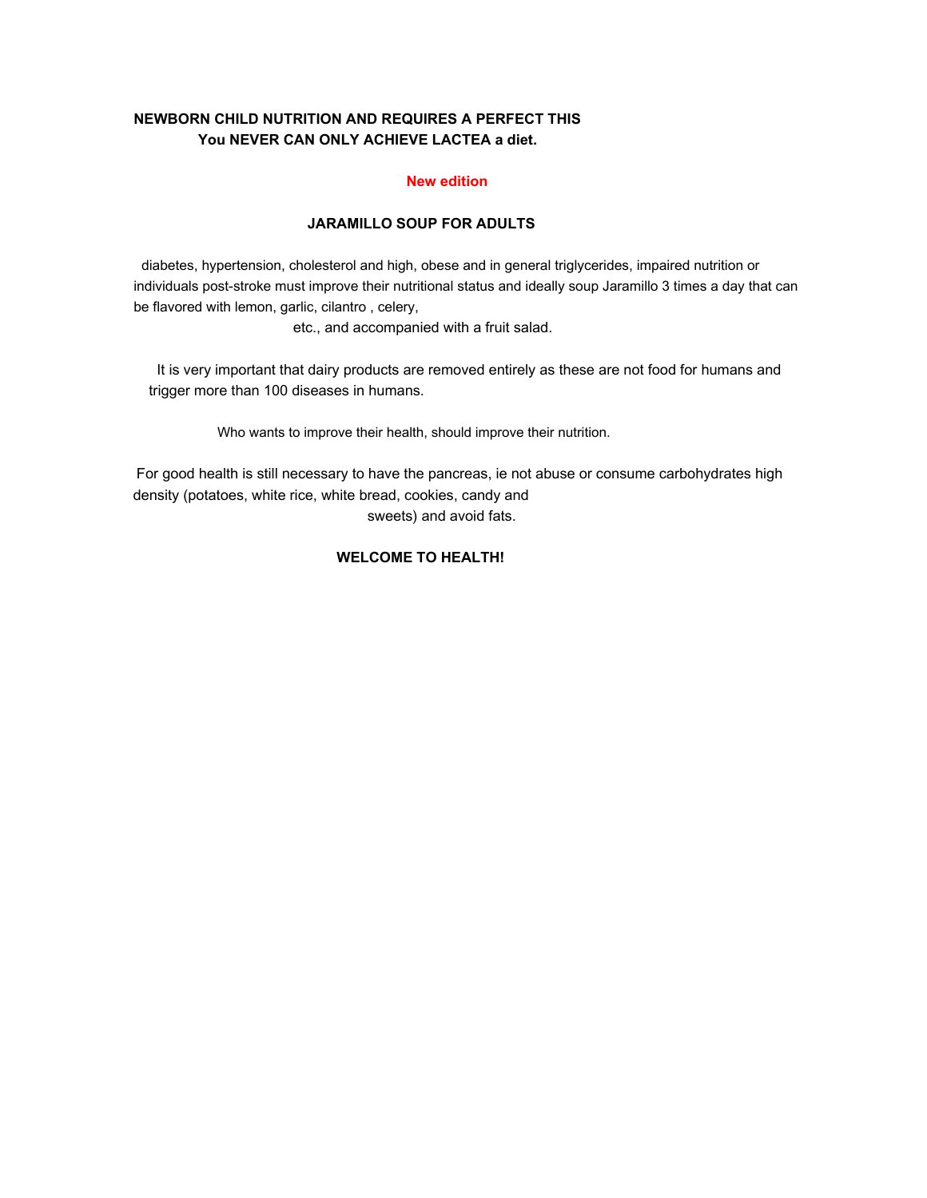**NEWBORN CHILD NUTRITION AND REQUIRES A PERFECT THIS You NEVER CAN ONLY ACHIEVE LACTEA a diet.**

**New edition**

**JARAMILLO SOUP FOR ADULTS**

diabetes, hypertension, cholesterol and high, obese and in general triglycerides, impaired nutrition or individuals post-stroke must improve their nutritional status and ideally soup Jaramillo 3 times a day that can be flavored with lemon, garlic, cilantro , celery, etc., and accompanied with a fruit salad.

It is very important that dairy products are removed entirely as these are not food for humans and trigger more than 100 diseases in humans.

Who wants to improve their health, should improve their nutrition.

For good health is still necessary to have the pancreas, ie not abuse or consume carbohydrates high density (potatoes, white rice, white bread, cookies, candy and sweets) and avoid fats.

**WELCOME TO HEALTH!**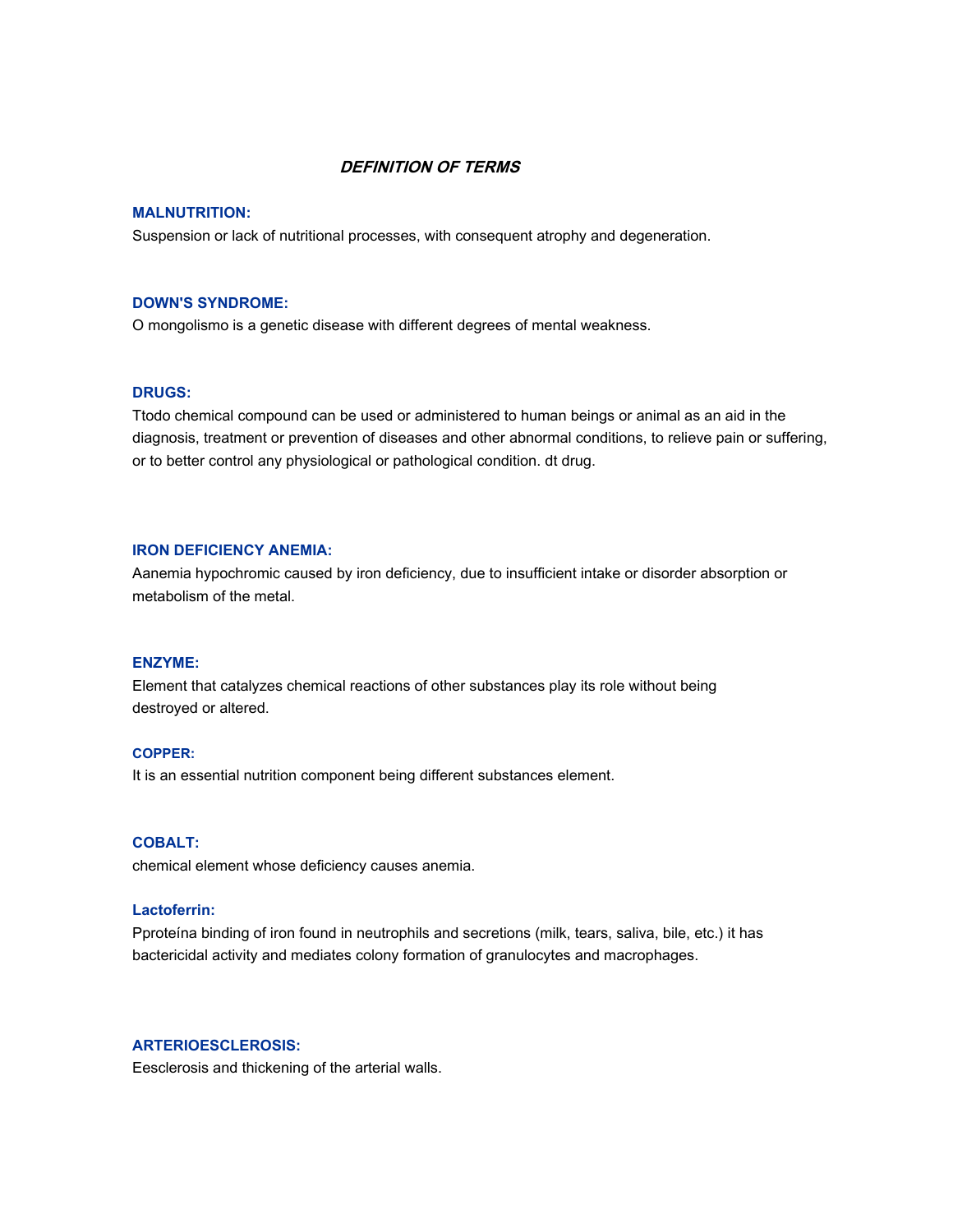## *DEFINITION OF TERMS*

**MALNUTRITION:**

Suspension or lack of nutritional processes, with consequent atrophy and degeneration.

**DOWN'S SYNDROME:**

O mongolismo is a genetic disease with different degrees of mental weakness.

**DRUGS:**

Ttodo chemical compound can be used or administered to human beings or animal as an aid in the diagnosis, treatment or prevention of diseases and other abnormal conditions, to relieve pain or suffering, or to better control any physiological or pathological condition. dt drug.

**IRON DEFICIENCY ANEMIA:**

Aanemia hypochromic caused by iron deficiency, due to insufficient intake or disorder absorption or metabolism of the metal.

**ENZYME:**

Element that catalyzes chemical reactions of other substances play its role without being destroyed or altered.

**COPPER:**

It is an essential nutrition component being different substances element.

**COBALT:**

chemical element whose deficiency causes anemia.

**Lactoferrin:**

Pproteína binding of iron found in neutrophils and secretions (milk, tears, saliva, bile, etc.) it has bactericidal activity and mediates colony formation of granulocytes and macrophages.

**ARTERIOESCLEROSIS:**

Eesclerosis and thickening of the arterial walls.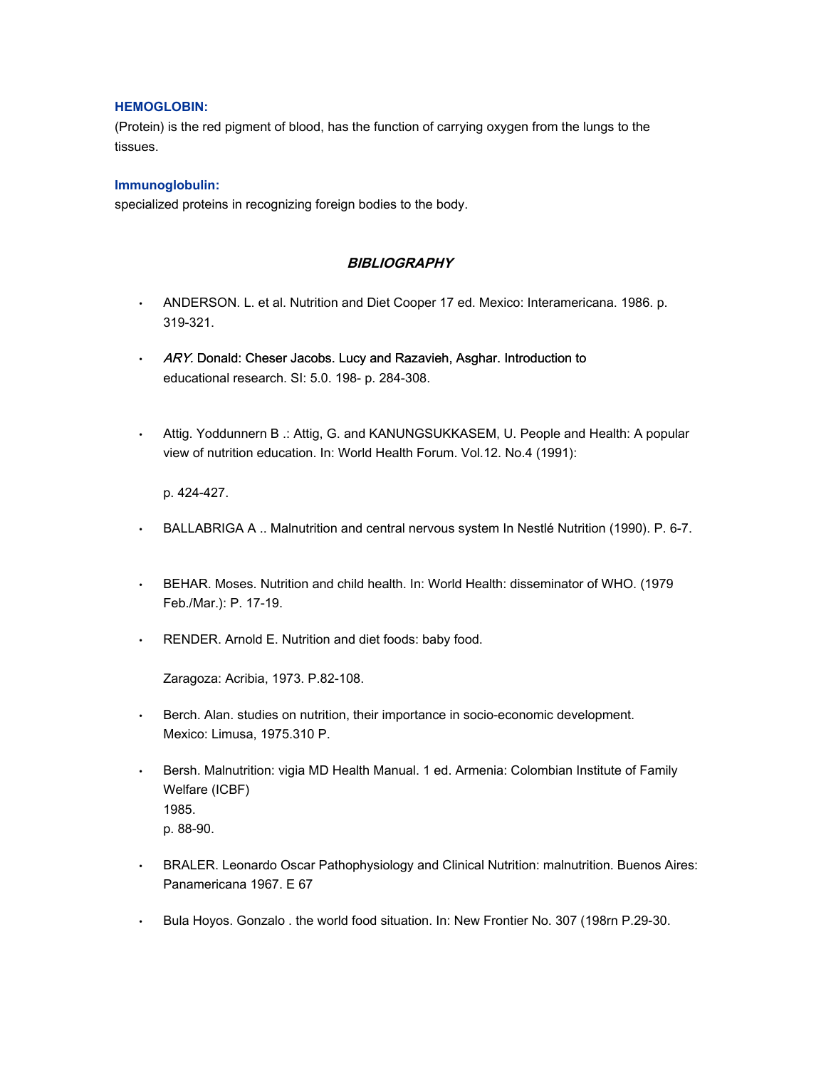### HEMOGLOBIN:

(Protein) is the red pigment of blood, has the function of carrying oxygen from the lungs to the tissues.

### Immunoglobulin:

specialized proteins in recognizing foreign bodies to the body.

## *BIBLIOGRAPHY*

- ANDERSON. L. et al. Nutrition and Diet Cooper 17 ed. Mexico: Interamericana. 1986. p. 319-321.

- *ARY.* Donald: Cheser Jacobs. Lucy and Razavieh, Asghar. Introduction to educational research. SI: 5.0. 198- p. 284-308.

- Attig. Yoddunnern B .: Attig, G. and KANUNGSUKKASEM, U. People and Health: A popular view of nutrition education. In: World Health Forum. Vol.12. No.4 (1991):

  p. 424-427.

- BALLABRIGA A .. Malnutrition and central nervous system In Nestlé Nutrition (1990). P. 6-7.

- BEHAR. Moses. Nutrition and child health. In: World Health: disseminator of WHO. (1979 Feb./Mar.): P. 17-19.

- RENDER. Arnold E. Nutrition and diet foods: baby food.

  Zaragoza: Acribia, 1973. P.82-108.

- Berch. Alan. studies on nutrition, their importance in socio-economic development. Mexico: Limusa, 1975.310 P.

- Bersh. Malnutrition: vigia MD Health Manual. 1 ed. Armenia: Colombian Institute of Family Welfare (ICBF)
  1985.
  p. 88-90.

- BRALER. Leonardo Oscar Pathophysiology and Clinical Nutrition: malnutrition. Buenos Aires: Panamericana 1967. E 67

- Bula Hoyos. Gonzalo . the world food situation. In: New Frontier No. 307 (198rn P.29-30.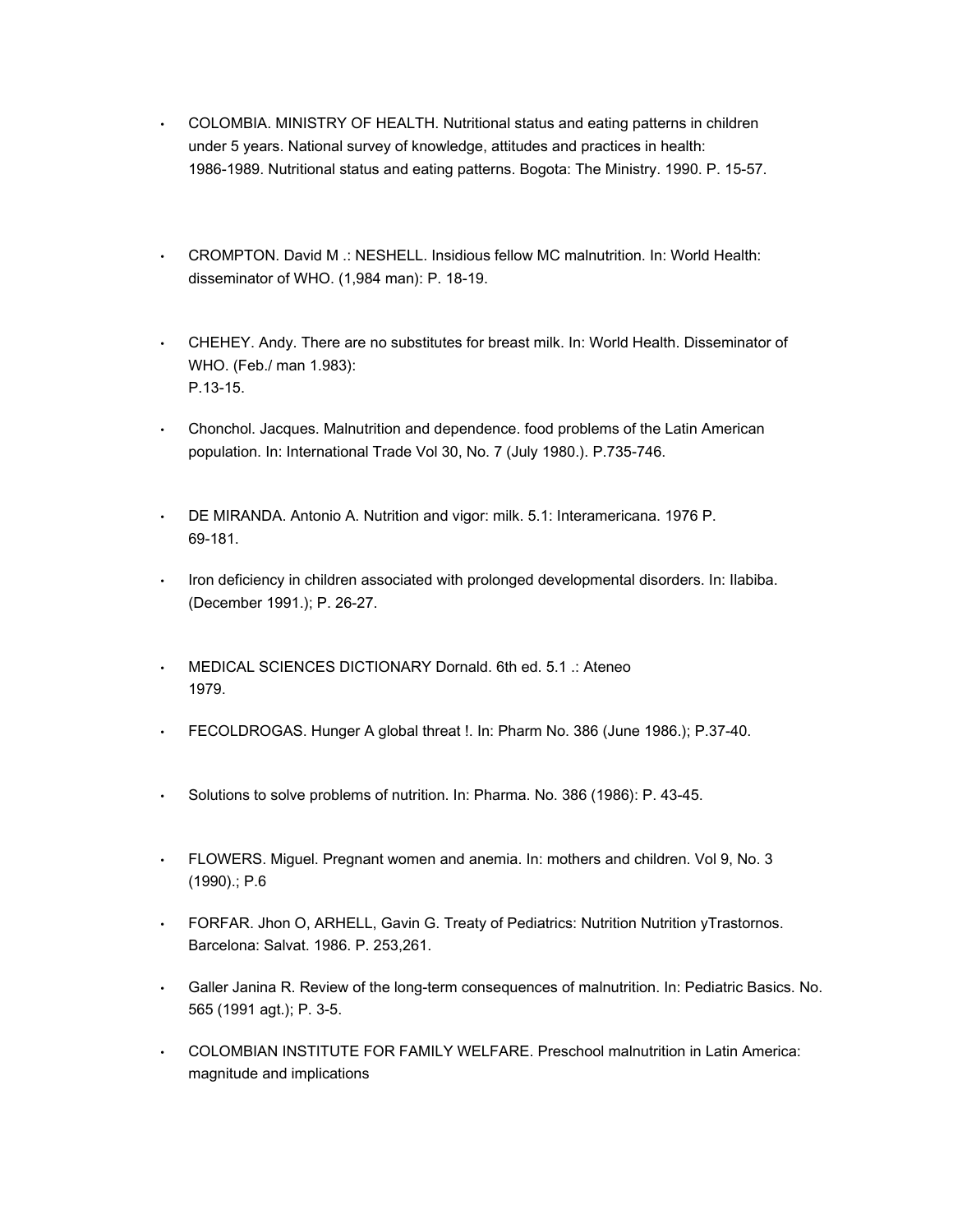- COLOMBIA. MINISTRY OF HEALTH. Nutritional status and eating patterns in children under 5 years. National survey of knowledge, attitudes and practices in health: 1986-1989. Nutritional status and eating patterns. Bogota: The Ministry. 1990. P. 15-57.

- CROMPTON. David M .: NESHELL. Insidious fellow MC malnutrition. In: World Health: disseminator of WHO. (1,984 man): P. 18-19.

- CHEHEY. Andy. There are no substitutes for breast milk. In: World Health. Disseminator of WHO. (Feb./ man 1.983): P.13-15.

- Chonchol. Jacques. Malnutrition and dependence. food problems of the Latin American population. In: International Trade Vol 30, No. 7 (July 1980.). P.735-746.

- DE MIRANDA. Antonio A. Nutrition and vigor: milk. 5.1: Interamericana. 1976 P. 69-181.

- Iron deficiency in children associated with prolonged developmental disorders. In: Ilabiba. (December 1991.); P. 26-27.

- MEDICAL SCIENCES DICTIONARY Dornald. 6th ed. 5.1 .: Ateneo 1979.

- FECOLDROGAS. Hunger A global threat !. In: Pharm No. 386 (June 1986.); P.37-40.

- Solutions to solve problems of nutrition. In: Pharma. No. 386 (1986): P. 43-45.

- FLOWERS. Miguel. Pregnant women and anemia. In: mothers and children. Vol 9, No. 3 (1990).; P.6

- FORFAR. Jhon O, ARHELL, Gavin G. Treaty of Pediatrics: Nutrition Nutrition yTrastornos. Barcelona: Salvat. 1986. P. 253,261.

- Galler Janina R. Review of the long-term consequences of malnutrition. In: Pediatric Basics. No. 565 (1991 agt.); P. 3-5.

- COLOMBIAN INSTITUTE FOR FAMILY WELFARE. Preschool malnutrition in Latin America: magnitude and implications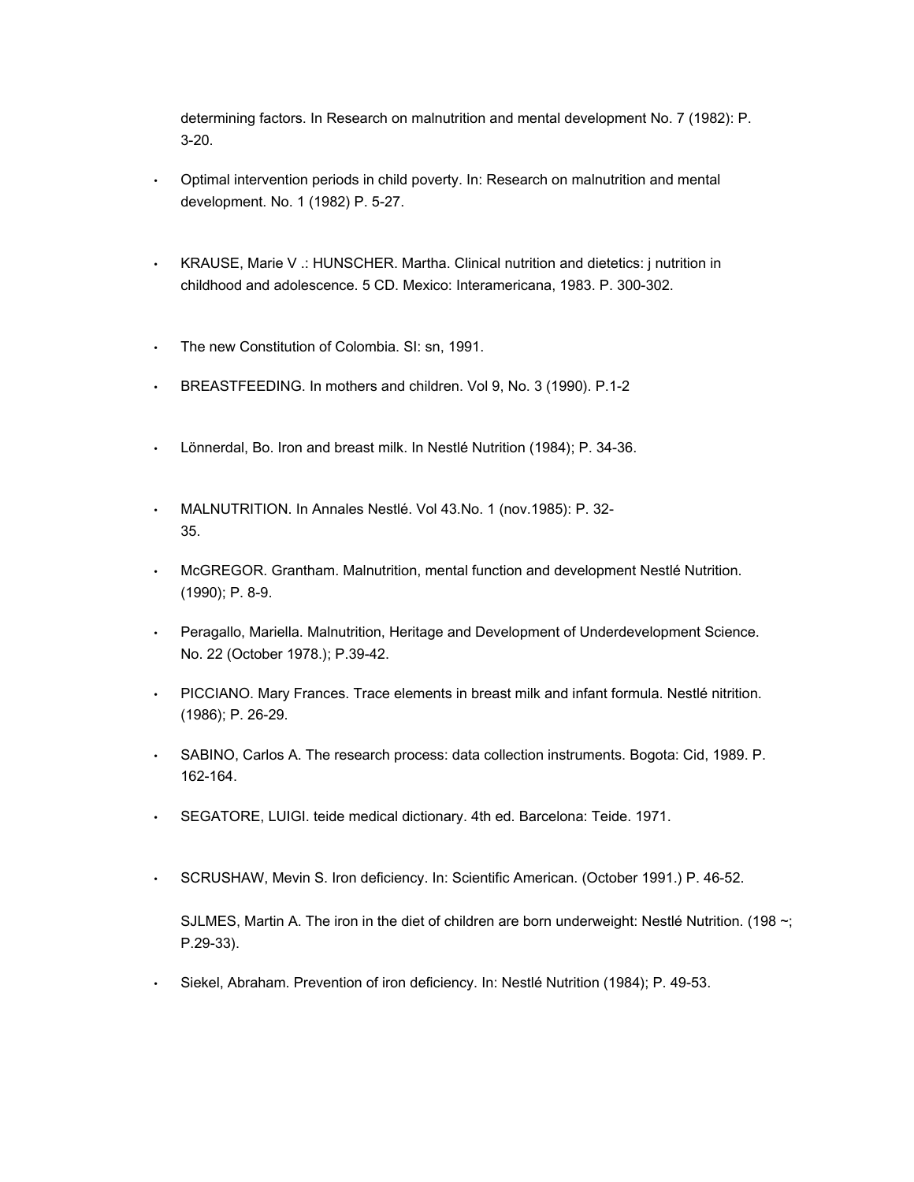determining factors. In Research on malnutrition and mental development No. 7 (1982): P. 3-20.

- Optimal intervention periods in child poverty. In: Research on malnutrition and mental development. No. 1 (1982) P. 5-27.

- KRAUSE, Marie V .: HUNSCHER. Martha. Clinical nutrition and dietetics: j nutrition in childhood and adolescence. 5 CD. Mexico: Interamericana, 1983. P. 300-302.

- The new Constitution of Colombia. SI: sn, 1991.

- BREASTFEEDING. In mothers and children. Vol 9, No. 3 (1990). P.1-2

- Lönnerdal, Bo. Iron and breast milk. In Nestlé Nutrition (1984); P. 34-36.

- MALNUTRITION. In Annales Nestlé. Vol 43.No. 1 (nov.1985): P. 32-35.

- McGREGOR. Grantham. Malnutrition, mental function and development Nestlé Nutrition. (1990); P. 8-9.

- Peragallo, Mariella. Malnutrition, Heritage and Development of Underdevelopment Science. No. 22 (October 1978.); P.39-42.

- PICCIANO. Mary Frances. Trace elements in breast milk and infant formula. Nestlé nitrition. (1986); P. 26-29.

- SABINO, Carlos A. The research process: data collection instruments. Bogota: Cid, 1989. P. 162-164.

- SEGATORE, LUIGI. teide medical dictionary. 4th ed. Barcelona: Teide. 1971.

- SCRUSHAW, Mevin S. Iron deficiency. In: Scientific American. (October 1991.) P. 46-52.

  SJLMES, Martin A. The iron in the diet of children are born underweight: Nestlé Nutrition. (198 ~; P.29-33).

- Siekel, Abraham. Prevention of iron deficiency. In: Nestlé Nutrition (1984); P. 49-53.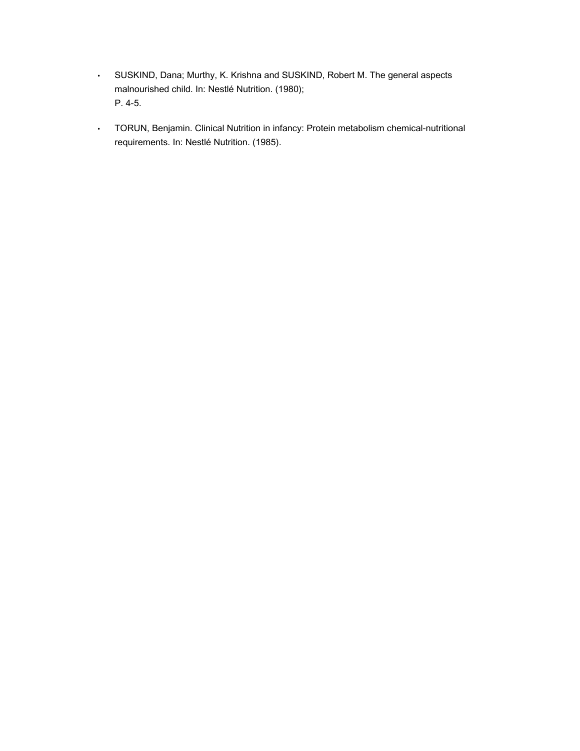- SUSKIND, Dana; Murthy, K. Krishna and SUSKIND, Robert M. The general aspects malnourished child. In: Nestlé Nutrition. (1980);
  P. 4-5.

- TORUN, Benjamin. Clinical Nutrition in infancy: Protein metabolism chemical-nutritional requirements. In: Nestlé Nutrition. (1985).